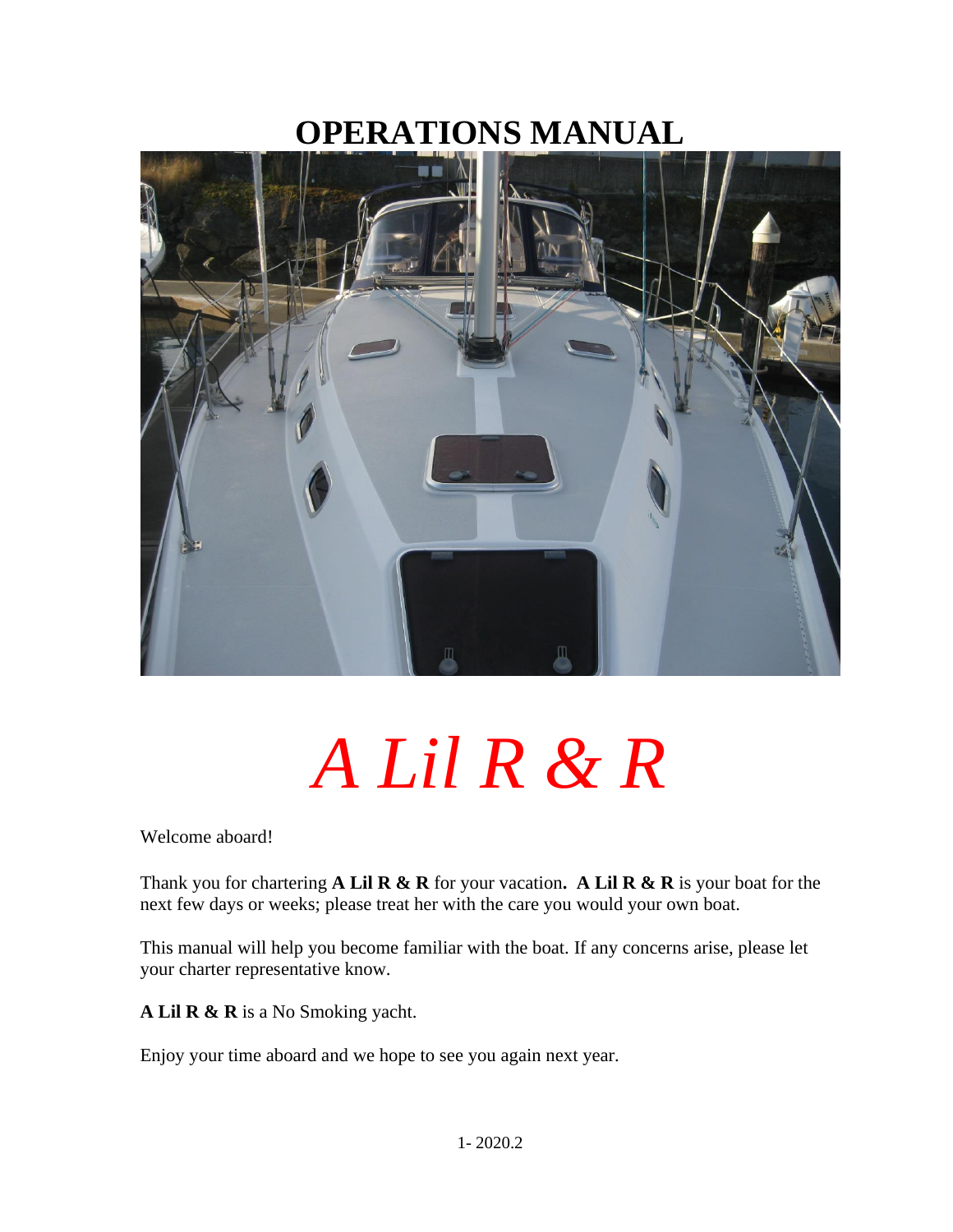# OPERATIONS MANUAL

# *A Lil R & R*

Welcome aboard!

Thank you for chartering **A Lil R & R** for your vacation**. A Lil R & R** is your boat for the next few days or weeks; please treat her with the care you would your own boat.

This manual will help you become familiar with the boat. If any concerns arise, please let your charter representative know.

**A Lil R & R** is a No Smoking yacht.

Enjoy your time aboard and we hope to see you again next year.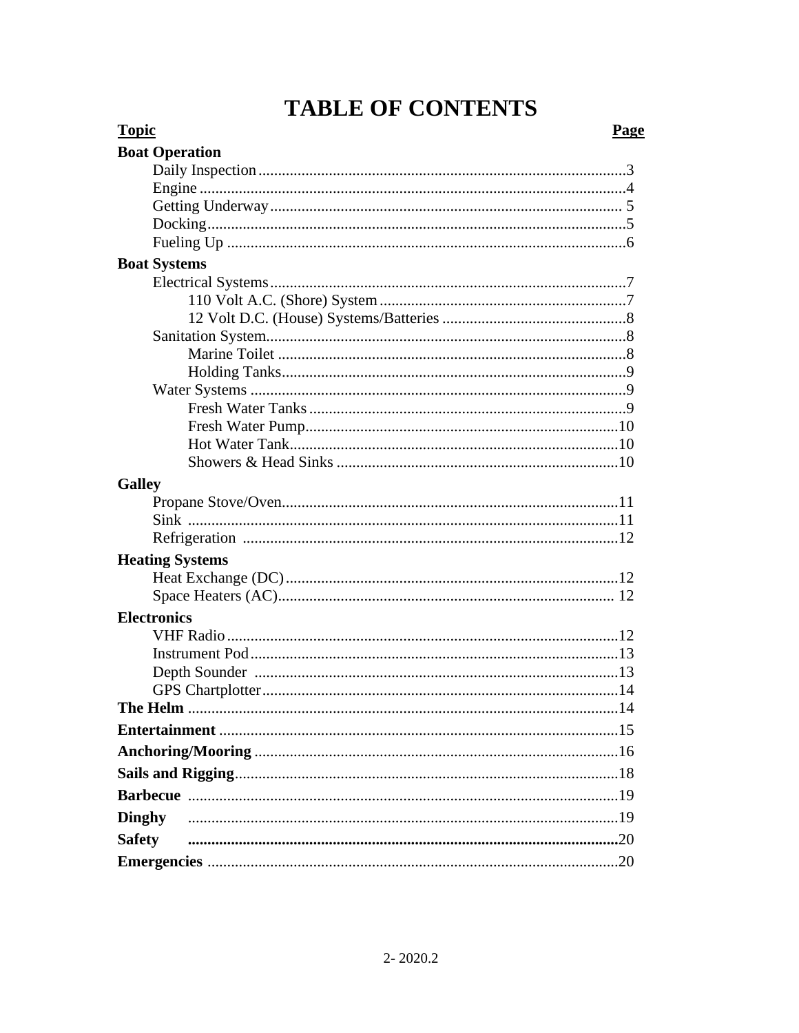# TABLE OF CONTENTS

| Topic | Page |
|---|---|
| **Boat Operation** | |
| Daily Inspection | 3 |
| Engine | 4 |
| Getting Underway | 5 |
| Docking | 5 |
| Fueling Up | 6 |
| **Boat Systems** | |
| Electrical Systems | 7 |
| 110 Volt A.C. (Shore) System | 7 |
| 12 Volt D.C. (House) Systems/Batteries | 8 |
| Sanitation System | 8 |
| Marine Toilet | 8 |
| Holding Tanks | 9 |
| Water Systems | 9 |
| Fresh Water Tanks | 9 |
| Fresh Water Pump | 10 |
| Hot Water Tank | 10 |
| Showers & Head Sinks | 10 |
| **Galley** | |
| Propane Stove/Oven | 11 |
| Sink | 11 |
| Refrigeration | 12 |
| **Heating Systems** | |
| Heat Exchange (DC) | 12 |
| Space Heaters (AC) | 12 |
| **Electronics** | |
| VHF Radio | 12 |
| Instrument Pod | 13 |
| Depth Sounder | 13 |
| GPS Chartplotter | 14 |
| **The Helm** | 14 |
| **Entertainment** | 15 |
| **Anchoring/Mooring** | 16 |
| **Sails and Rigging** | 18 |
| **Barbecue** | 19 |
| **Dinghy** | 19 |
| **Safety** | **20** |
| **Emergencies** | 20 |

2020.2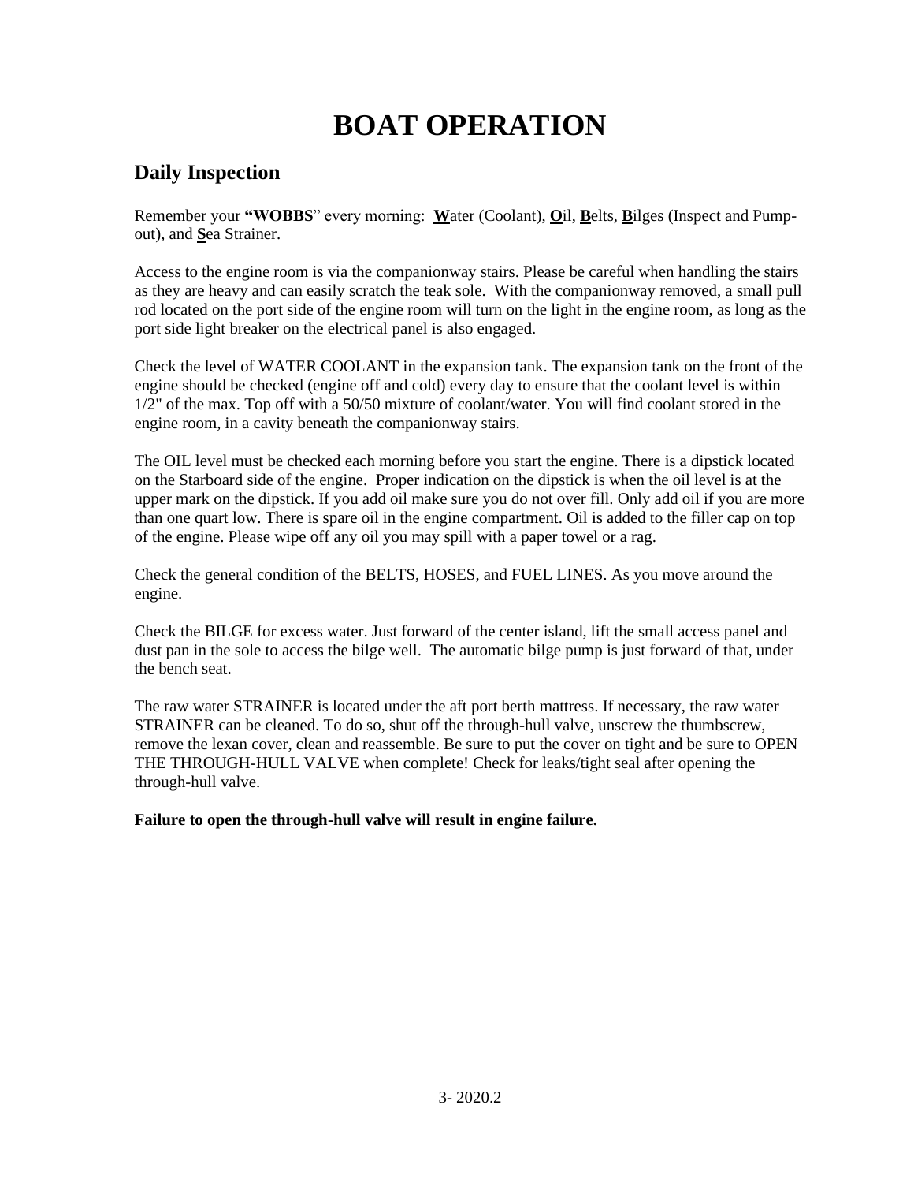# BOAT OPERATION

## Daily Inspection

Remember your **"WOBBS**" every morning: **W**ater (Coolant), **O**il, **B**elts, **B**ilges (Inspect and Pump-out), and **S**ea Strainer.

Access to the engine room is via the companionway stairs. Please be careful when handling the stairs as they are heavy and can easily scratch the teak sole. With the companionway removed, a small pull rod located on the port side of the engine room will turn on the light in the engine room, as long as the port side light breaker on the electrical panel is also engaged.

Check the level of WATER COOLANT in the expansion tank. The expansion tank on the front of the engine should be checked (engine off and cold) every day to ensure that the coolant level is within 1/2" of the max. Top off with a 50/50 mixture of coolant/water. You will find coolant stored in the engine room, in a cavity beneath the companionway stairs.

The OIL level must be checked each morning before you start the engine. There is a dipstick located on the Starboard side of the engine. Proper indication on the dipstick is when the oil level is at the upper mark on the dipstick. If you add oil make sure you do not over fill. Only add oil if you are more than one quart low. There is spare oil in the engine compartment. Oil is added to the filler cap on top of the engine. Please wipe off any oil you may spill with a paper towel or a rag.

Check the general condition of the BELTS, HOSES, and FUEL LINES. As you move around the engine.

Check the BILGE for excess water. Just forward of the center island, lift the small access panel and dust pan in the sole to access the bilge well. The automatic bilge pump is just forward of that, under the bench seat.

The raw water STRAINER is located under the aft port berth mattress. If necessary, the raw water STRAINER can be cleaned. To do so, shut off the through-hull valve, unscrew the thumbscrew, remove the lexan cover, clean and reassemble. Be sure to put the cover on tight and be sure to OPEN THE THROUGH-HULL VALVE when complete! Check for leaks/tight seal after opening the through-hull valve.

**Failure to open the through-hull valve will result in engine failure.**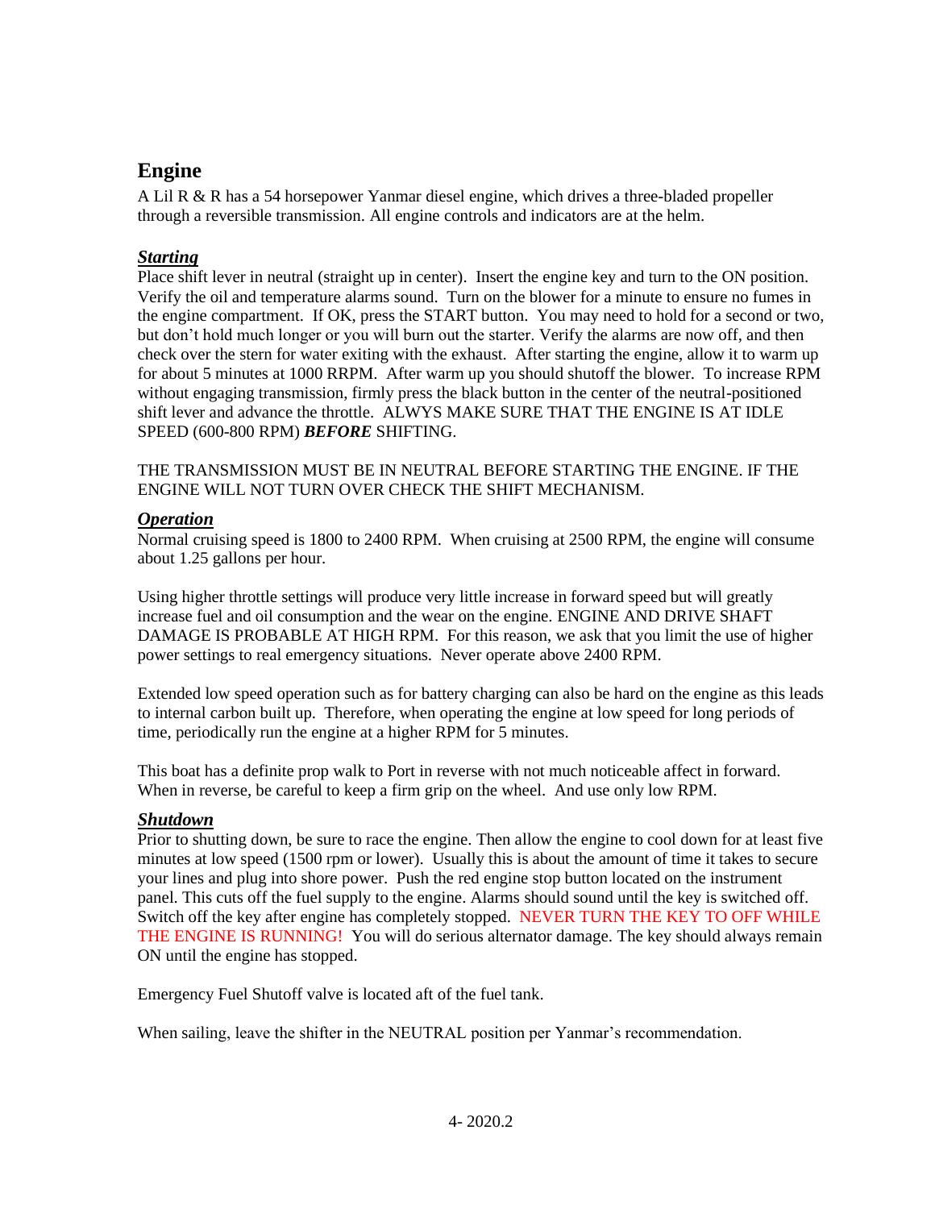## Engine

A Lil R & R has a 54 horsepower Yanmar diesel engine, which drives a three-bladed propeller through a reversible transmission. All engine controls and indicators are at the helm.

### ***Starting***

Place shift lever in neutral (straight up in center). Insert the engine key and turn to the ON position. Verify the oil and temperature alarms sound. Turn on the blower for a minute to ensure no fumes in the engine compartment. If OK, press the START button. You may need to hold for a second or two, but don't hold much longer or you will burn out the starter. Verify the alarms are now off, and then check over the stern for water exiting with the exhaust. After starting the engine, allow it to warm up for about 5 minutes at 1000 RRPM. After warm up you should shutoff the blower. To increase RPM without engaging transmission, firmly press the black button in the center of the neutral-positioned shift lever and advance the throttle. ALWYS MAKE SURE THAT THE ENGINE IS AT IDLE SPEED (600-800 RPM) ***BEFORE*** SHIFTING.

THE TRANSMISSION MUST BE IN NEUTRAL BEFORE STARTING THE ENGINE. IF THE ENGINE WILL NOT TURN OVER CHECK THE SHIFT MECHANISM.

### ***Operation***

Normal cruising speed is 1800 to 2400 RPM. When cruising at 2500 RPM, the engine will consume about 1.25 gallons per hour.

Using higher throttle settings will produce very little increase in forward speed but will greatly increase fuel and oil consumption and the wear on the engine. ENGINE AND DRIVE SHAFT DAMAGE IS PROBABLE AT HIGH RPM. For this reason, we ask that you limit the use of higher power settings to real emergency situations. Never operate above 2400 RPM.

Extended low speed operation such as for battery charging can also be hard on the engine as this leads to internal carbon built up. Therefore, when operating the engine at low speed for long periods of time, periodically run the engine at a higher RPM for 5 minutes.

This boat has a definite prop walk to Port in reverse with not much noticeable affect in forward. When in reverse, be careful to keep a firm grip on the wheel. And use only low RPM.

### ***Shutdown***

Prior to shutting down, be sure to race the engine. Then allow the engine to cool down for at least five minutes at low speed (1500 rpm or lower). Usually this is about the amount of time it takes to secure your lines and plug into shore power. Push the red engine stop button located on the instrument panel. This cuts off the fuel supply to the engine. Alarms should sound until the key is switched off. Switch off the key after engine has completely stopped. NEVER TURN THE KEY TO OFF WHILE THE ENGINE IS RUNNING! You will do serious alternator damage. The key should always remain ON until the engine has stopped.

Emergency Fuel Shutoff valve is located aft of the fuel tank.

When sailing, leave the shifter in the NEUTRAL position per Yanmar's recommendation.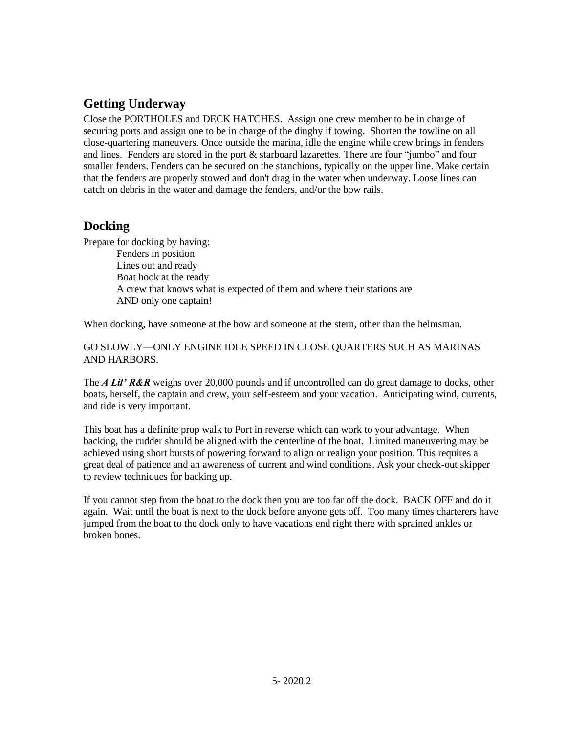## Getting Underway

Close the PORTHOLES and DECK HATCHES. Assign one crew member to be in charge of securing ports and assign one to be in charge of the dinghy if towing. Shorten the towline on all close-quartering maneuvers. Once outside the marina, idle the engine while crew brings in fenders and lines. Fenders are stored in the port & starboard lazarettes. There are four "jumbo" and four smaller fenders. Fenders can be secured on the stanchions, typically on the upper line. Make certain that the fenders are properly stowed and don't drag in the water when underway. Loose lines can catch on debris in the water and damage the fenders, and/or the bow rails.

## Docking

Prepare for docking by having:

- Fenders in position
- Lines out and ready
- Boat hook at the ready
- A crew that knows what is expected of them and where their stations are
- AND only one captain!

When docking, have someone at the bow and someone at the stern, other than the helmsman.

GO SLOWLY—ONLY ENGINE IDLE SPEED IN CLOSE QUARTERS SUCH AS MARINAS AND HARBORS.

The ***A Lil' R&R*** weighs over 20,000 pounds and if uncontrolled can do great damage to docks, other boats, herself, the captain and crew, your self-esteem and your vacation. Anticipating wind, currents, and tide is very important.

This boat has a definite prop walk to Port in reverse which can work to your advantage. When backing, the rudder should be aligned with the centerline of the boat. Limited maneuvering may be achieved using short bursts of powering forward to align or realign your position. This requires a great deal of patience and an awareness of current and wind conditions. Ask your check-out skipper to review techniques for backing up.

If you cannot step from the boat to the dock then you are too far off the dock. BACK OFF and do it again. Wait until the boat is next to the dock before anyone gets off. Too many times charterers have jumped from the boat to the dock only to have vacations end right there with sprained ankles or broken bones.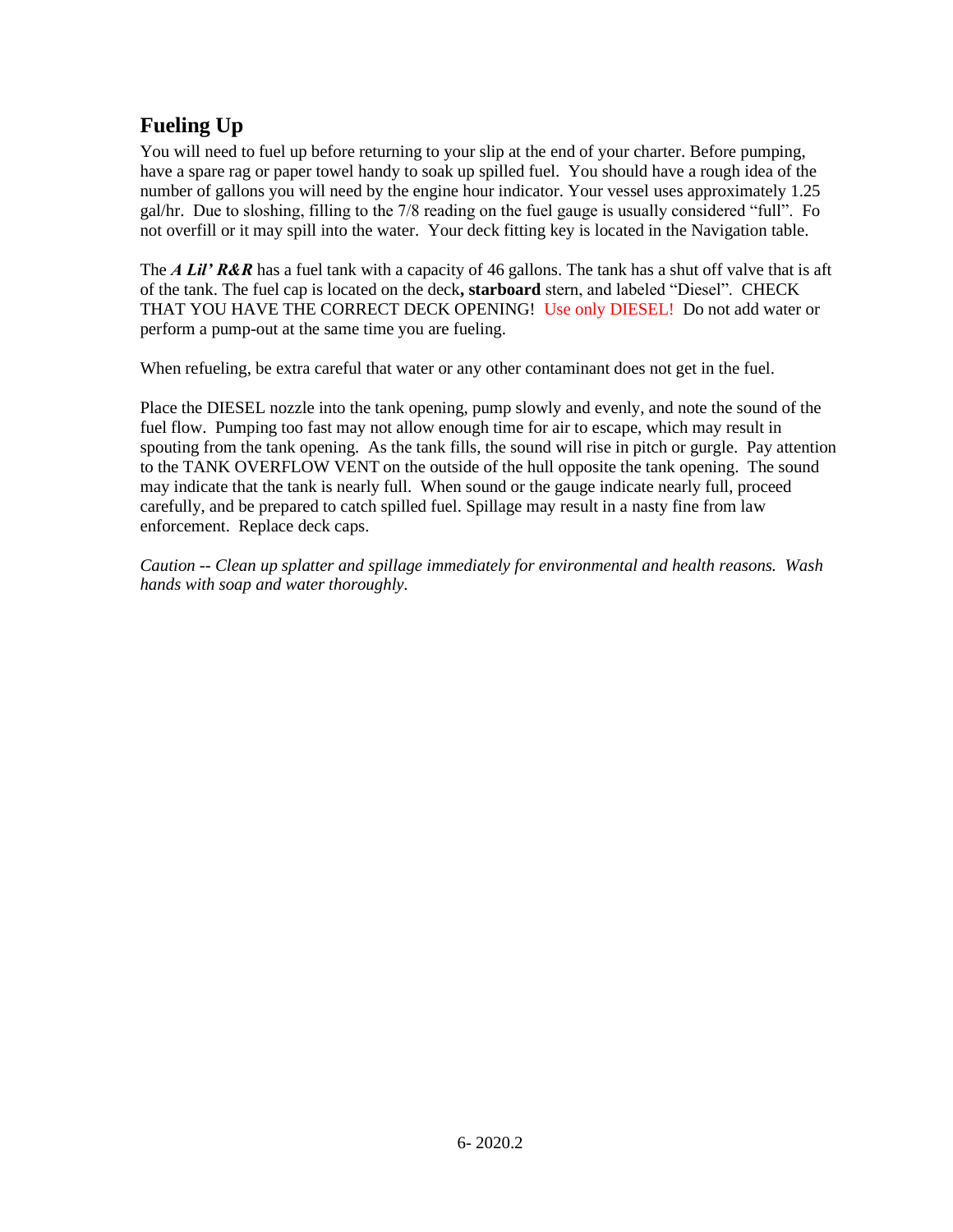## Fueling Up

You will need to fuel up before returning to your slip at the end of your charter. Before pumping, have a spare rag or paper towel handy to soak up spilled fuel. You should have a rough idea of the number of gallons you will need by the engine hour indicator. Your vessel uses approximately 1.25 gal/hr. Due to sloshing, filling to the 7/8 reading on the fuel gauge is usually considered "full". Fo not overfill or it may spill into the water. Your deck fitting key is located in the Navigation table.

The ***A Lil' R&R*** has a fuel tank with a capacity of 46 gallons. The tank has a shut off valve that is aft of the tank. The fuel cap is located on the deck**, starboard** stern, and labeled "Diesel". CHECK THAT YOU HAVE THE CORRECT DECK OPENING! Use only DIESEL! Do not add water or perform a pump-out at the same time you are fueling.

When refueling, be extra careful that water or any other contaminant does not get in the fuel.

Place the DIESEL nozzle into the tank opening, pump slowly and evenly, and note the sound of the fuel flow. Pumping too fast may not allow enough time for air to escape, which may result in spouting from the tank opening. As the tank fills, the sound will rise in pitch or gurgle. Pay attention to the TANK OVERFLOW VENT on the outside of the hull opposite the tank opening. The sound may indicate that the tank is nearly full. When sound or the gauge indicate nearly full, proceed carefully, and be prepared to catch spilled fuel. Spillage may result in a nasty fine from law enforcement. Replace deck caps.

*Caution -- Clean up splatter and spillage immediately for environmental and health reasons. Wash hands with soap and water thoroughly.*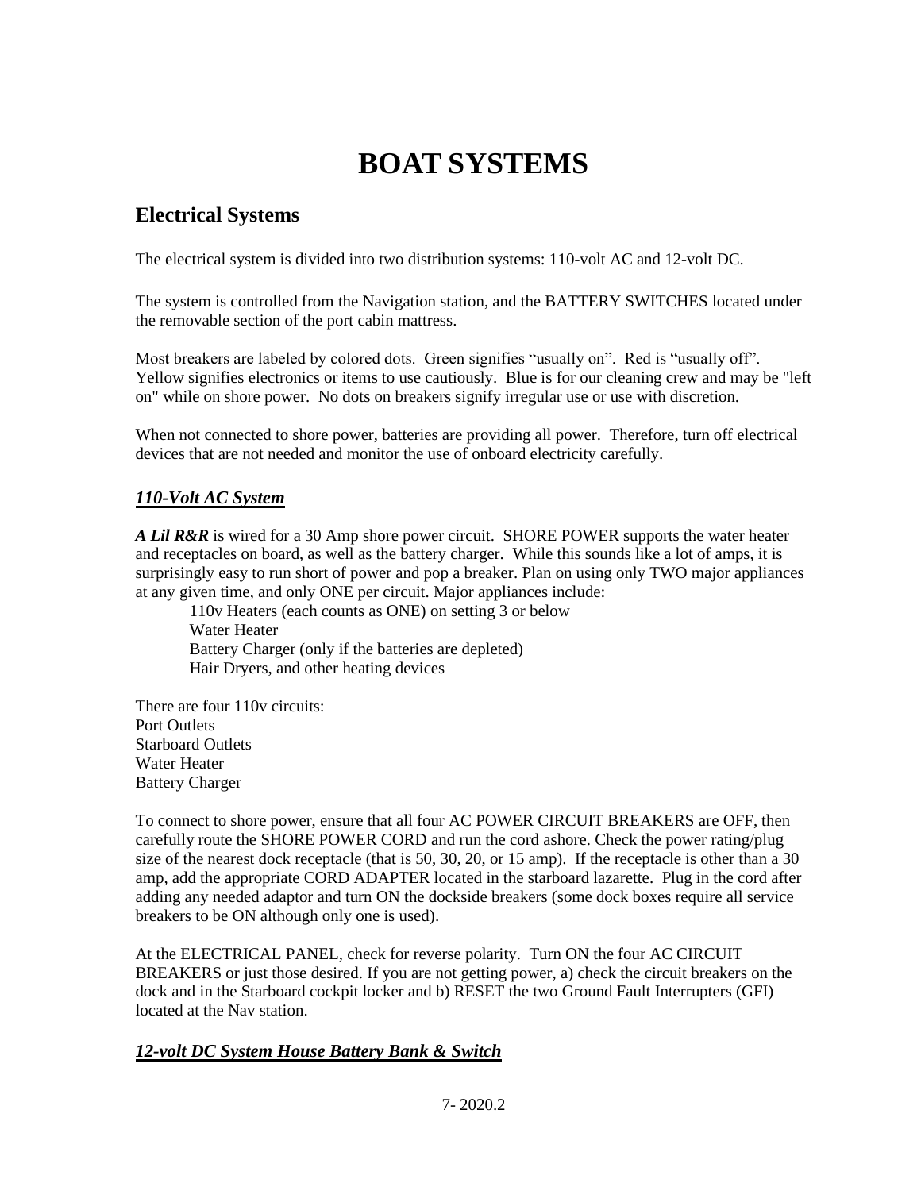# BOAT SYSTEMS

## Electrical Systems

The electrical system is divided into two distribution systems: 110-volt AC and 12-volt DC.

The system is controlled from the Navigation station, and the BATTERY SWITCHES located under the removable section of the port cabin mattress.

Most breakers are labeled by colored dots. Green signifies "usually on". Red is "usually off". Yellow signifies electronics or items to use cautiously. Blue is for our cleaning crew and may be "left on" while on shore power. No dots on breakers signify irregular use or use with discretion.

When not connected to shore power, batteries are providing all power. Therefore, turn off electrical devices that are not needed and monitor the use of onboard electricity carefully.

### ***110-Volt AC System***

***A Lil R&R*** is wired for a 30 Amp shore power circuit. SHORE POWER supports the water heater and receptacles on board, as well as the battery charger. While this sounds like a lot of amps, it is surprisingly easy to run short of power and pop a breaker. Plan on using only TWO major appliances at any given time, and only ONE per circuit. Major appliances include:

- 110v Heaters (each counts as ONE) on setting 3 or below
- Water Heater
- Battery Charger (only if the batteries are depleted)
- Hair Dryers, and other heating devices

There are four 110v circuits:
Port Outlets
Starboard Outlets
Water Heater
Battery Charger

To connect to shore power, ensure that all four AC POWER CIRCUIT BREAKERS are OFF, then carefully route the SHORE POWER CORD and run the cord ashore. Check the power rating/plug size of the nearest dock receptacle (that is 50, 30, 20, or 15 amp). If the receptacle is other than a 30 amp, add the appropriate CORD ADAPTER located in the starboard lazarette. Plug in the cord after adding any needed adaptor and turn ON the dockside breakers (some dock boxes require all service breakers to be ON although only one is used).

At the ELECTRICAL PANEL, check for reverse polarity. Turn ON the four AC CIRCUIT BREAKERS or just those desired. If you are not getting power, a) check the circuit breakers on the dock and in the Starboard cockpit locker and b) RESET the two Ground Fault Interrupters (GFI) located at the Nav station.

### ***12-volt DC System House Battery Bank & Switch***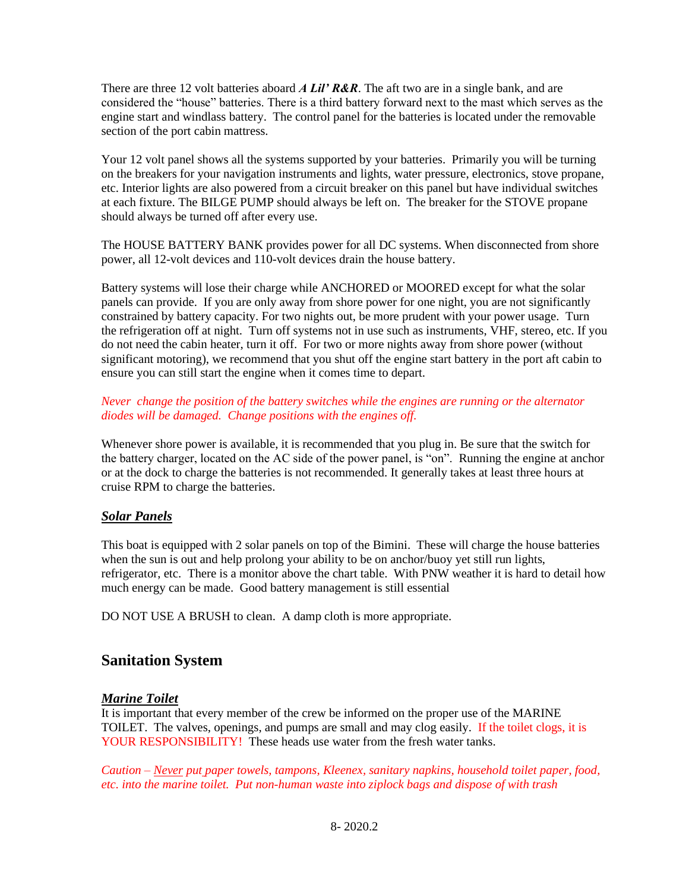There are three 12 volt batteries aboard ***A Lil' R&R***. The aft two are in a single bank, and are considered the "house" batteries. There is a third battery forward next to the mast which serves as the engine start and windlass battery. The control panel for the batteries is located under the removable section of the port cabin mattress.

Your 12 volt panel shows all the systems supported by your batteries. Primarily you will be turning on the breakers for your navigation instruments and lights, water pressure, electronics, stove propane, etc. Interior lights are also powered from a circuit breaker on this panel but have individual switches at each fixture. The BILGE PUMP should always be left on. The breaker for the STOVE propane should always be turned off after every use.

The HOUSE BATTERY BANK provides power for all DC systems. When disconnected from shore power, all 12-volt devices and 110-volt devices drain the house battery.

Battery systems will lose their charge while ANCHORED or MOORED except for what the solar panels can provide. If you are only away from shore power for one night, you are not significantly constrained by battery capacity. For two nights out, be more prudent with your power usage. Turn the refrigeration off at night. Turn off systems not in use such as instruments, VHF, stereo, etc. If you do not need the cabin heater, turn it off. For two or more nights away from shore power (without significant motoring), we recommend that you shut off the engine start battery in the port aft cabin to ensure you can still start the engine when it comes time to depart.

*Never change the position of the battery switches while the engines are running or the alternator diodes will be damaged. Change positions with the engines off.*

Whenever shore power is available, it is recommended that you plug in. Be sure that the switch for the battery charger, located on the AC side of the power panel, is "on". Running the engine at anchor or at the dock to charge the batteries is not recommended. It generally takes at least three hours at cruise RPM to charge the batteries.

### ***Solar Panels***

This boat is equipped with 2 solar panels on top of the Bimini. These will charge the house batteries when the sun is out and help prolong your ability to be on anchor/buoy yet still run lights, refrigerator, etc. There is a monitor above the chart table. With PNW weather it is hard to detail how much energy can be made. Good battery management is still essential

DO NOT USE A BRUSH to clean. A damp cloth is more appropriate.

## Sanitation System

### ***Marine Toilet***

It is important that every member of the crew be informed on the proper use of the MARINE TOILET. The valves, openings, and pumps are small and may clog easily. If the toilet clogs, it is YOUR RESPONSIBILITY! These heads use water from the fresh water tanks.

*Caution – Never put paper towels, tampons, Kleenex, sanitary napkins, household toilet paper, food, etc. into the marine toilet. Put non-human waste into ziplock bags and dispose of with trash*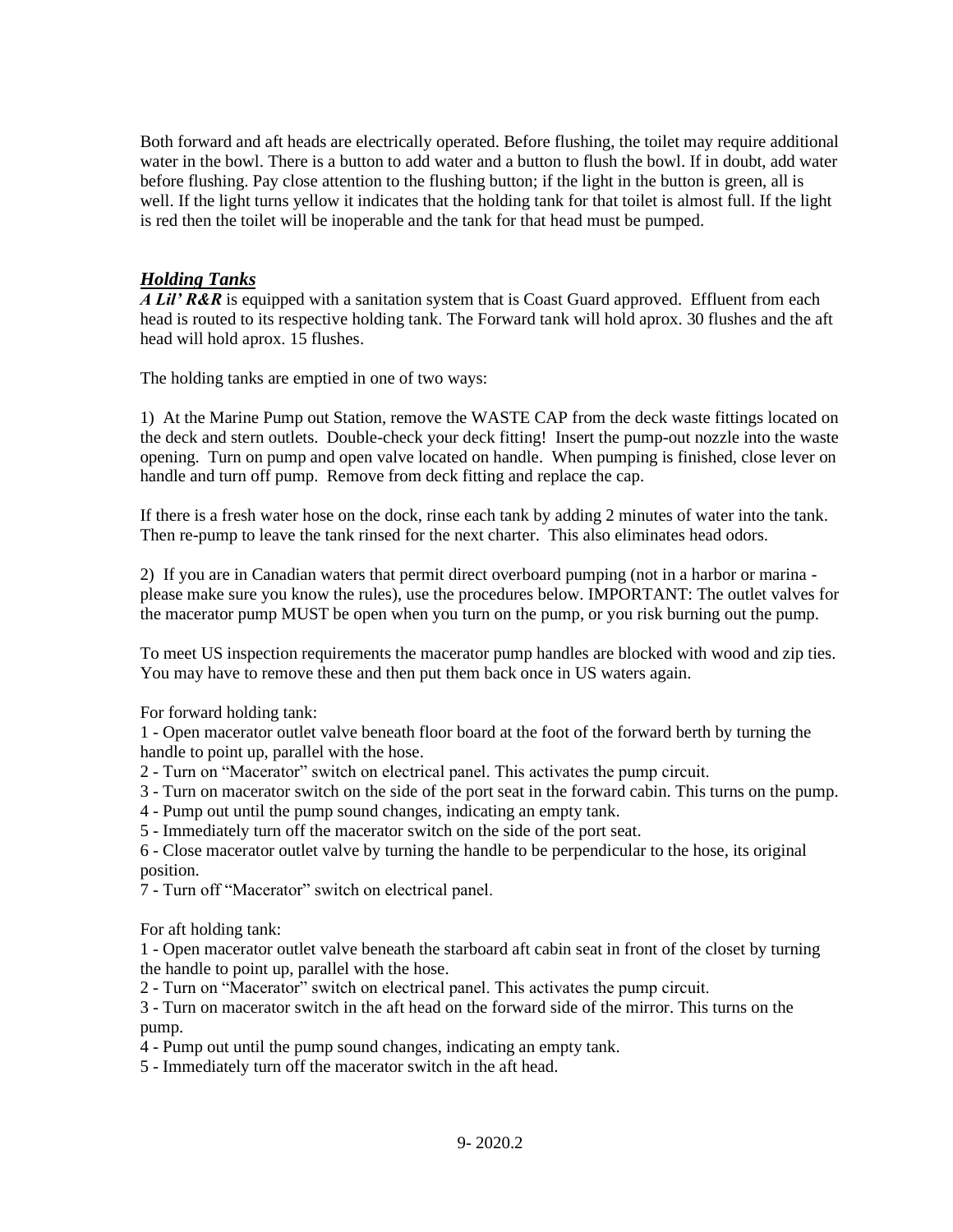Both forward and aft heads are electrically operated. Before flushing, the toilet may require additional water in the bowl. There is a button to add water and a button to flush the bowl. If in doubt, add water before flushing. Pay close attention to the flushing button; if the light in the button is green, all is well. If the light turns yellow it indicates that the holding tank for that toilet is almost full. If the light is red then the toilet will be inoperable and the tank for that head must be pumped.

## ***Holding Tanks***

***A Lil' R&R*** is equipped with a sanitation system that is Coast Guard approved. Effluent from each head is routed to its respective holding tank. The Forward tank will hold aprox. 30 flushes and the aft head will hold aprox. 15 flushes.

The holding tanks are emptied in one of two ways:

1) At the Marine Pump out Station, remove the WASTE CAP from the deck waste fittings located on the deck and stern outlets. Double-check your deck fitting! Insert the pump-out nozzle into the waste opening. Turn on pump and open valve located on handle. When pumping is finished, close lever on handle and turn off pump. Remove from deck fitting and replace the cap.

If there is a fresh water hose on the dock, rinse each tank by adding 2 minutes of water into the tank. Then re-pump to leave the tank rinsed for the next charter. This also eliminates head odors.

2) If you are in Canadian waters that permit direct overboard pumping (not in a harbor or marina - please make sure you know the rules), use the procedures below. IMPORTANT: The outlet valves for the macerator pump MUST be open when you turn on the pump, or you risk burning out the pump.

To meet US inspection requirements the macerator pump handles are blocked with wood and zip ties. You may have to remove these and then put them back once in US waters again.

For forward holding tank:

1 - Open macerator outlet valve beneath floor board at the foot of the forward berth by turning the handle to point up, parallel with the hose.
2 - Turn on "Macerator" switch on electrical panel. This activates the pump circuit.
3 - Turn on macerator switch on the side of the port seat in the forward cabin. This turns on the pump.
4 - Pump out until the pump sound changes, indicating an empty tank.
5 - Immediately turn off the macerator switch on the side of the port seat.
6 - Close macerator outlet valve by turning the handle to be perpendicular to the hose, its original position.
7 - Turn off "Macerator" switch on electrical panel.

For aft holding tank:

1 - Open macerator outlet valve beneath the starboard aft cabin seat in front of the closet by turning the handle to point up, parallel with the hose.
2 - Turn on "Macerator" switch on electrical panel. This activates the pump circuit.
3 - Turn on macerator switch in the aft head on the forward side of the mirror. This turns on the pump.
4 - Pump out until the pump sound changes, indicating an empty tank.
5 - Immediately turn off the macerator switch in the aft head.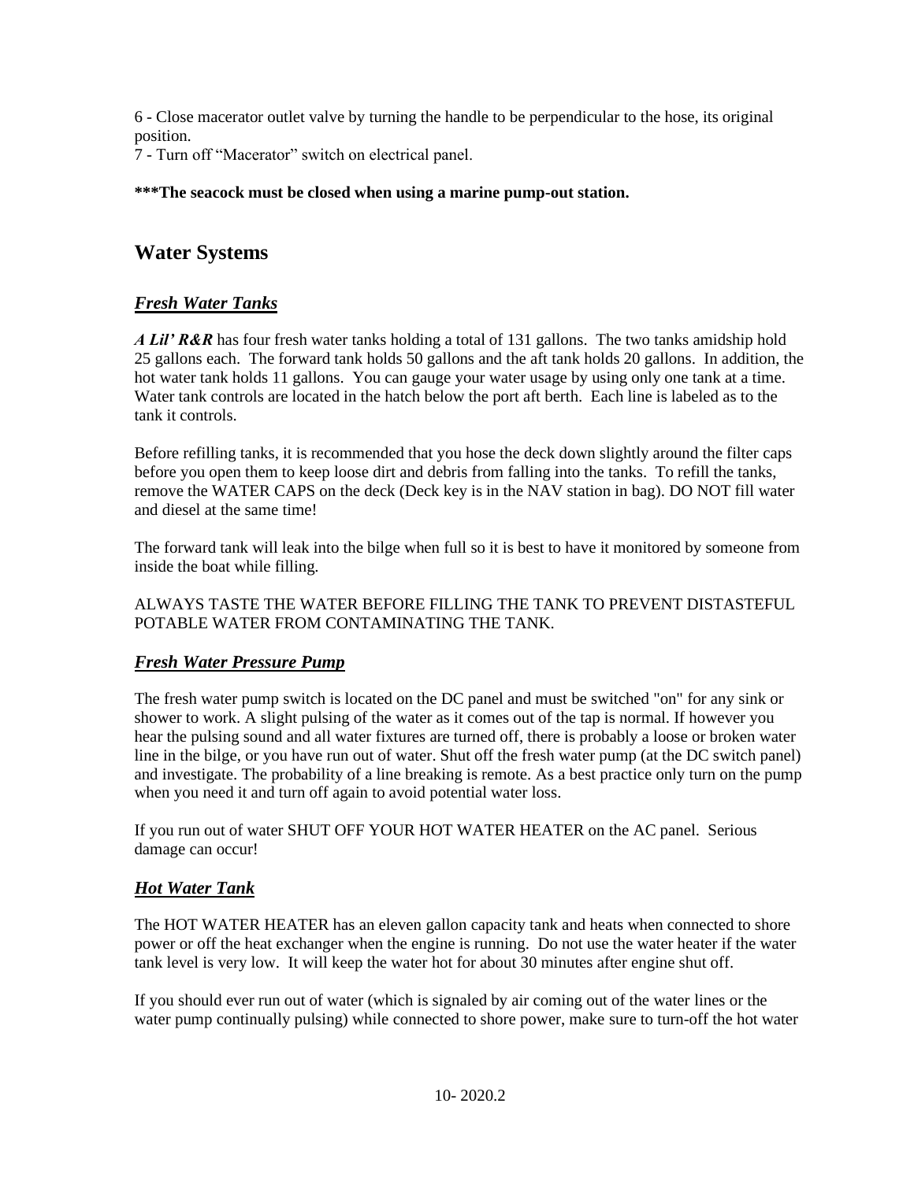6 - Close macerator outlet valve by turning the handle to be perpendicular to the hose, its original position.
7 - Turn off "Macerator" switch on electrical panel.

**\*\*\*The seacock must be closed when using a marine pump-out station.**

## Water Systems

### ***Fresh Water Tanks***

***A Lil' R&R*** has four fresh water tanks holding a total of 131 gallons. The two tanks amidship hold 25 gallons each. The forward tank holds 50 gallons and the aft tank holds 20 gallons. In addition, the hot water tank holds 11 gallons. You can gauge your water usage by using only one tank at a time. Water tank controls are located in the hatch below the port aft berth. Each line is labeled as to the tank it controls.

Before refilling tanks, it is recommended that you hose the deck down slightly around the filter caps before you open them to keep loose dirt and debris from falling into the tanks. To refill the tanks, remove the WATER CAPS on the deck (Deck key is in the NAV station in bag). DO NOT fill water and diesel at the same time!

The forward tank will leak into the bilge when full so it is best to have it monitored by someone from inside the boat while filling.

ALWAYS TASTE THE WATER BEFORE FILLING THE TANK TO PREVENT DISTASTEFUL POTABLE WATER FROM CONTAMINATING THE TANK.

### ***Fresh Water Pressure Pump***

The fresh water pump switch is located on the DC panel and must be switched "on" for any sink or shower to work. A slight pulsing of the water as it comes out of the tap is normal. If however you hear the pulsing sound and all water fixtures are turned off, there is probably a loose or broken water line in the bilge, or you have run out of water. Shut off the fresh water pump (at the DC switch panel) and investigate. The probability of a line breaking is remote. As a best practice only turn on the pump when you need it and turn off again to avoid potential water loss.

If you run out of water SHUT OFF YOUR HOT WATER HEATER on the AC panel. Serious damage can occur!

### ***Hot Water Tank***

The HOT WATER HEATER has an eleven gallon capacity tank and heats when connected to shore power or off the heat exchanger when the engine is running. Do not use the water heater if the water tank level is very low. It will keep the water hot for about 30 minutes after engine shut off.

If you should ever run out of water (which is signaled by air coming out of the water lines or the water pump continually pulsing) while connected to shore power, make sure to turn-off the hot water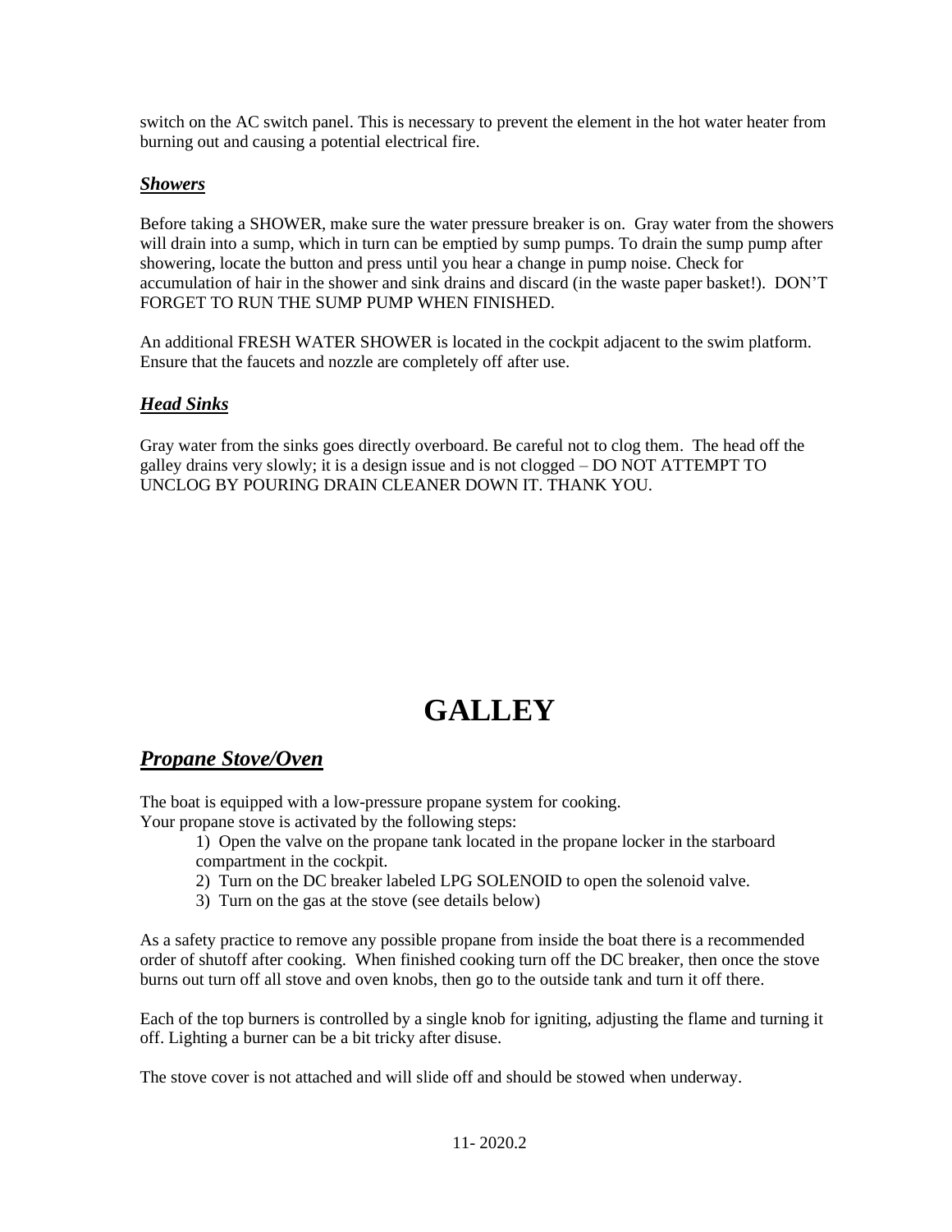switch on the AC switch panel. This is necessary to prevent the element in the hot water heater from burning out and causing a potential electrical fire.

### ***Showers***

Before taking a SHOWER, make sure the water pressure breaker is on. Gray water from the showers will drain into a sump, which in turn can be emptied by sump pumps. To drain the sump pump after showering, locate the button and press until you hear a change in pump noise. Check for accumulation of hair in the shower and sink drains and discard (in the waste paper basket!). DON'T FORGET TO RUN THE SUMP PUMP WHEN FINISHED.

An additional FRESH WATER SHOWER is located in the cockpit adjacent to the swim platform. Ensure that the faucets and nozzle are completely off after use.

### ***Head Sinks***

Gray water from the sinks goes directly overboard. Be careful not to clog them. The head off the galley drains very slowly; it is a design issue and is not clogged – DO NOT ATTEMPT TO UNCLOG BY POURING DRAIN CLEANER DOWN IT. THANK YOU.

# GALLEY

## ***Propane Stove/Oven***

The boat is equipped with a low-pressure propane system for cooking.
Your propane stove is activated by the following steps:

1) Open the valve on the propane tank located in the propane locker in the starboard compartment in the cockpit.
2) Turn on the DC breaker labeled LPG SOLENOID to open the solenoid valve.
3) Turn on the gas at the stove (see details below)

As a safety practice to remove any possible propane from inside the boat there is a recommended order of shutoff after cooking. When finished cooking turn off the DC breaker, then once the stove burns out turn off all stove and oven knobs, then go to the outside tank and turn it off there.

Each of the top burners is controlled by a single knob for igniting, adjusting the flame and turning it off. Lighting a burner can be a bit tricky after disuse.

The stove cover is not attached and will slide off and should be stowed when underway.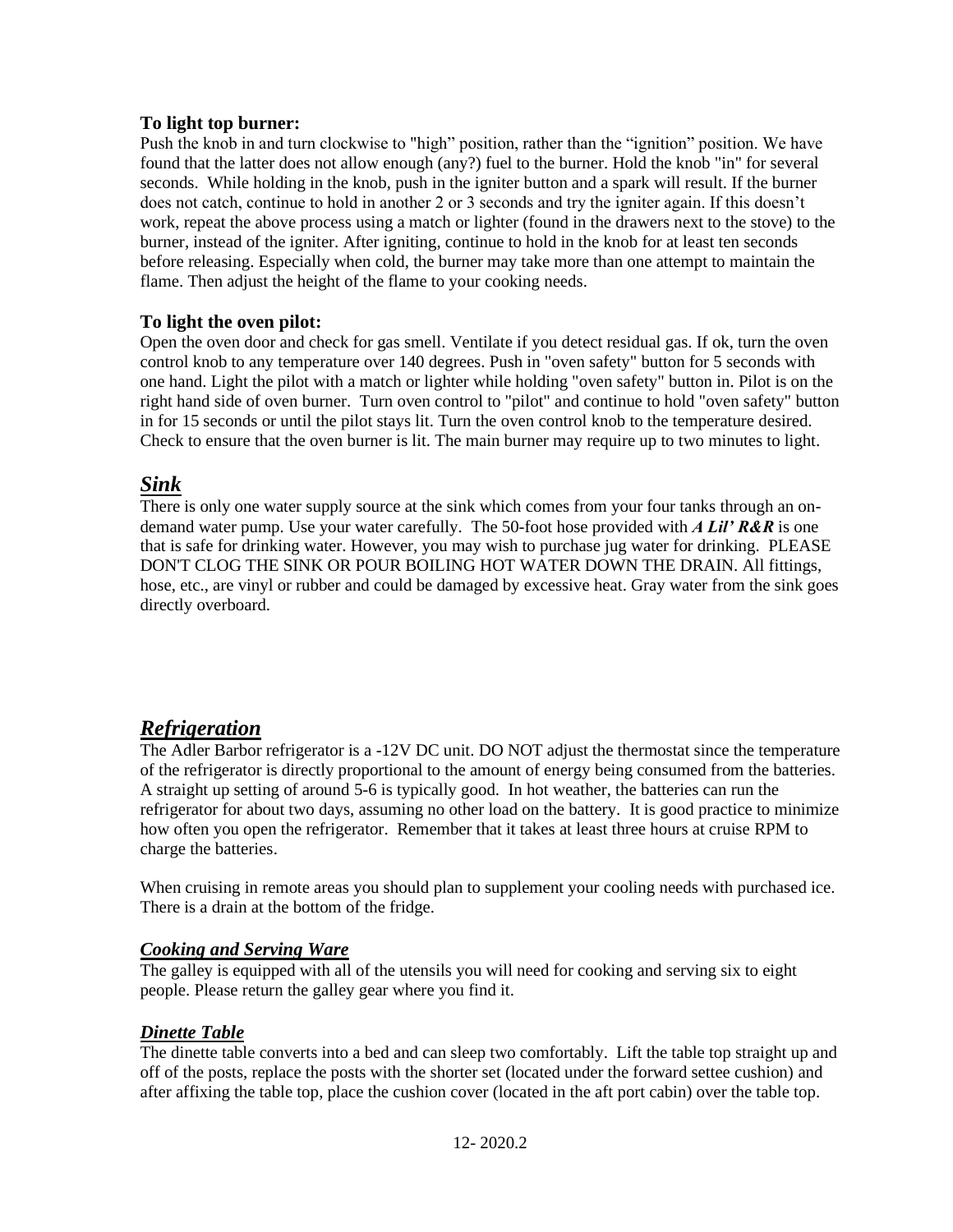### **To light top burner:**

Push the knob in and turn clockwise to "high" position, rather than the "ignition" position. We have found that the latter does not allow enough (any?) fuel to the burner. Hold the knob "in" for several seconds. While holding in the knob, push in the igniter button and a spark will result. If the burner does not catch, continue to hold in another 2 or 3 seconds and try the igniter again. If this doesn't work, repeat the above process using a match or lighter (found in the drawers next to the stove) to the burner, instead of the igniter. After igniting, continue to hold in the knob for at least ten seconds before releasing. Especially when cold, the burner may take more than one attempt to maintain the flame. Then adjust the height of the flame to your cooking needs.

### **To light the oven pilot:**

Open the oven door and check for gas smell. Ventilate if you detect residual gas. If ok, turn the oven control knob to any temperature over 140 degrees. Push in "oven safety" button for 5 seconds with one hand. Light the pilot with a match or lighter while holding "oven safety" button in. Pilot is on the right hand side of oven burner. Turn oven control to "pilot" and continue to hold "oven safety" button in for 15 seconds or until the pilot stays lit. Turn the oven control knob to the temperature desired. Check to ensure that the oven burner is lit. The main burner may require up to two minutes to light.

## ***Sink***

There is only one water supply source at the sink which comes from your four tanks through an on-demand water pump. Use your water carefully. The 50-foot hose provided with ***A Lil' R&R*** is one that is safe for drinking water. However, you may wish to purchase jug water for drinking. PLEASE DON'T CLOG THE SINK OR POUR BOILING HOT WATER DOWN THE DRAIN. All fittings, hose, etc., are vinyl or rubber and could be damaged by excessive heat. Gray water from the sink goes directly overboard.

## ***Refrigeration***

The Adler Barbor refrigerator is a -12V DC unit. DO NOT adjust the thermostat since the temperature of the refrigerator is directly proportional to the amount of energy being consumed from the batteries. A straight up setting of around 5-6 is typically good. In hot weather, the batteries can run the refrigerator for about two days, assuming no other load on the battery. It is good practice to minimize how often you open the refrigerator. Remember that it takes at least three hours at cruise RPM to charge the batteries.

When cruising in remote areas you should plan to supplement your cooling needs with purchased ice. There is a drain at the bottom of the fridge.

### ***Cooking and Serving Ware***

The galley is equipped with all of the utensils you will need for cooking and serving six to eight people. Please return the galley gear where you find it.

### ***Dinette Table***

The dinette table converts into a bed and can sleep two comfortably. Lift the table top straight up and off of the posts, replace the posts with the shorter set (located under the forward settee cushion) and after affixing the table top, place the cushion cover (located in the aft port cabin) over the table top.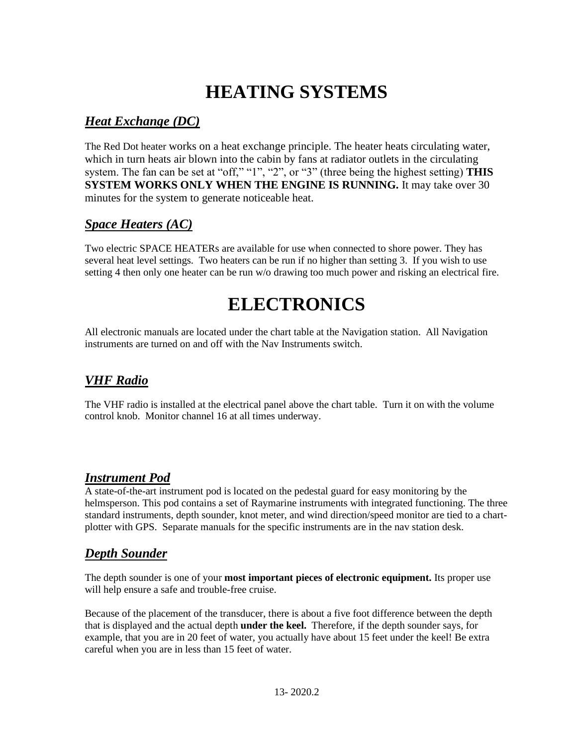# HEATING SYSTEMS

## *Heat Exchange (DC)*

The Red Dot heater works on a heat exchange principle. The heater heats circulating water, which in turn heats air blown into the cabin by fans at radiator outlets in the circulating system. The fan can be set at "off," "1", "2", or "3" (three being the highest setting) **THIS SYSTEM WORKS ONLY WHEN THE ENGINE IS RUNNING.** It may take over 30 minutes for the system to generate noticeable heat.

## *Space Heaters (AC)*

Two electric SPACE HEATERs are available for use when connected to shore power. They has several heat level settings. Two heaters can be run if no higher than setting 3. If you wish to use setting 4 then only one heater can be run w/o drawing too much power and risking an electrical fire.

# ELECTRONICS

All electronic manuals are located under the chart table at the Navigation station. All Navigation instruments are turned on and off with the Nav Instruments switch.

## *VHF Radio*

The VHF radio is installed at the electrical panel above the chart table. Turn it on with the volume control knob. Monitor channel 16 at all times underway.

## *Instrument Pod*

A state-of-the-art instrument pod is located on the pedestal guard for easy monitoring by the helmsperson. This pod contains a set of Raymarine instruments with integrated functioning. The three standard instruments, depth sounder, knot meter, and wind direction/speed monitor are tied to a chart-plotter with GPS. Separate manuals for the specific instruments are in the nav station desk.

## *Depth Sounder*

The depth sounder is one of your **most important pieces of electronic equipment.** Its proper use will help ensure a safe and trouble-free cruise.

Because of the placement of the transducer, there is about a five foot difference between the depth that is displayed and the actual depth **under the keel.** Therefore, if the depth sounder says, for example, that you are in 20 feet of water, you actually have about 15 feet under the keel! Be extra careful when you are in less than 15 feet of water.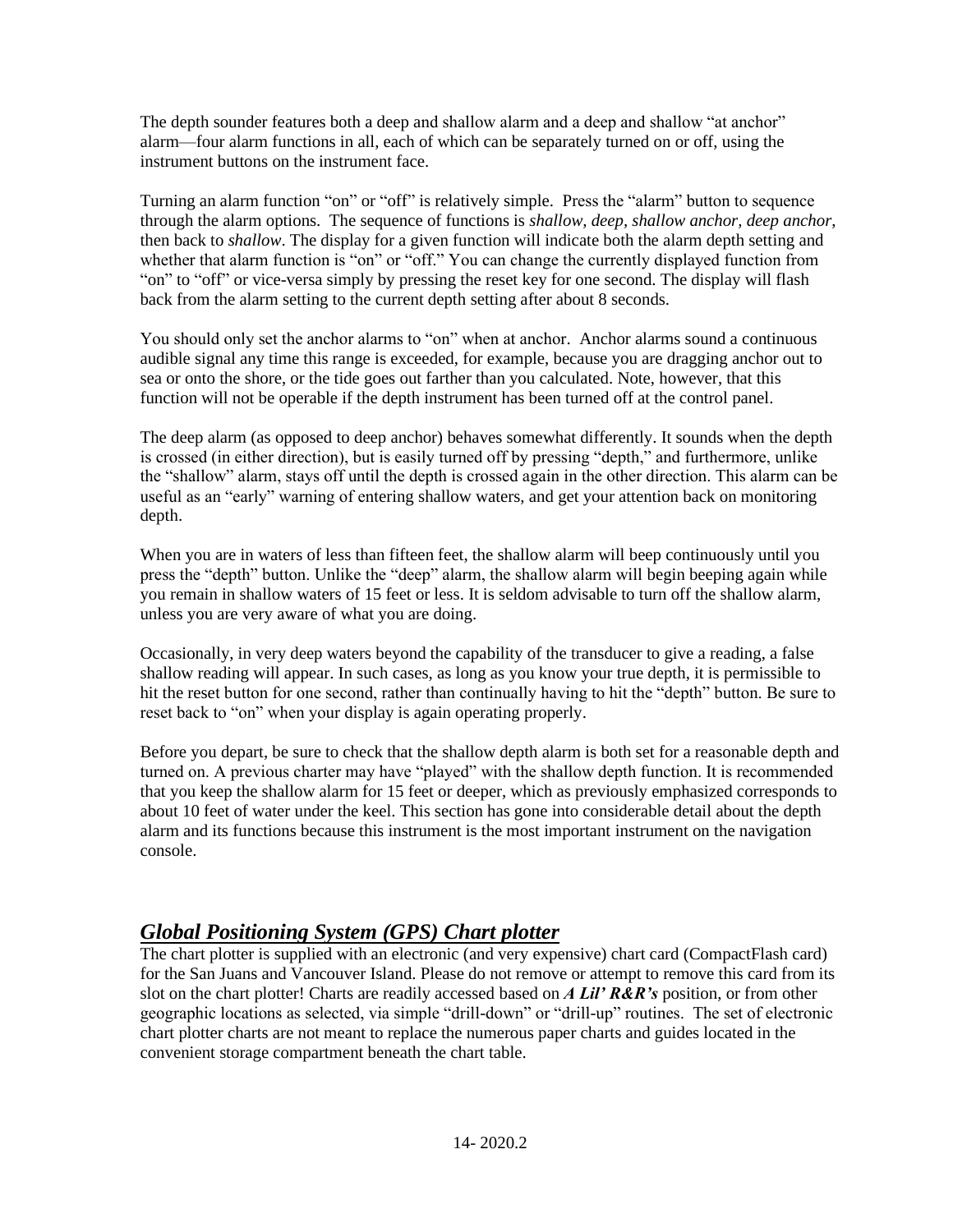The depth sounder features both a deep and shallow alarm and a deep and shallow "at anchor" alarm—four alarm functions in all, each of which can be separately turned on or off, using the instrument buttons on the instrument face.

Turning an alarm function "on" or "off" is relatively simple. Press the "alarm" button to sequence through the alarm options. The sequence of functions is *shallow, deep, shallow anchor, deep anchor*, then back to *shallow*. The display for a given function will indicate both the alarm depth setting and whether that alarm function is "on" or "off." You can change the currently displayed function from "on" to "off" or vice-versa simply by pressing the reset key for one second. The display will flash back from the alarm setting to the current depth setting after about 8 seconds.

You should only set the anchor alarms to "on" when at anchor. Anchor alarms sound a continuous audible signal any time this range is exceeded, for example, because you are dragging anchor out to sea or onto the shore, or the tide goes out farther than you calculated. Note, however, that this function will not be operable if the depth instrument has been turned off at the control panel.

The deep alarm (as opposed to deep anchor) behaves somewhat differently. It sounds when the depth is crossed (in either direction), but is easily turned off by pressing "depth," and furthermore, unlike the "shallow" alarm, stays off until the depth is crossed again in the other direction. This alarm can be useful as an "early" warning of entering shallow waters, and get your attention back on monitoring depth.

When you are in waters of less than fifteen feet, the shallow alarm will beep continuously until you press the "depth" button. Unlike the "deep" alarm, the shallow alarm will begin beeping again while you remain in shallow waters of 15 feet or less. It is seldom advisable to turn off the shallow alarm, unless you are very aware of what you are doing.

Occasionally, in very deep waters beyond the capability of the transducer to give a reading, a false shallow reading will appear. In such cases, as long as you know your true depth, it is permissible to hit the reset button for one second, rather than continually having to hit the "depth" button. Be sure to reset back to "on" when your display is again operating properly.

Before you depart, be sure to check that the shallow depth alarm is both set for a reasonable depth and turned on. A previous charter may have "played" with the shallow depth function. It is recommended that you keep the shallow alarm for 15 feet or deeper, which as previously emphasized corresponds to about 10 feet of water under the keel. This section has gone into considerable detail about the depth alarm and its functions because this instrument is the most important instrument on the navigation console.

## ***Global Positioning System (GPS) Chart plotter***

The chart plotter is supplied with an electronic (and very expensive) chart card (CompactFlash card) for the San Juans and Vancouver Island. Please do not remove or attempt to remove this card from its slot on the chart plotter! Charts are readily accessed based on ***A Lil' R&R's*** position, or from other geographic locations as selected, via simple "drill-down" or "drill-up" routines. The set of electronic chart plotter charts are not meant to replace the numerous paper charts and guides located in the convenient storage compartment beneath the chart table.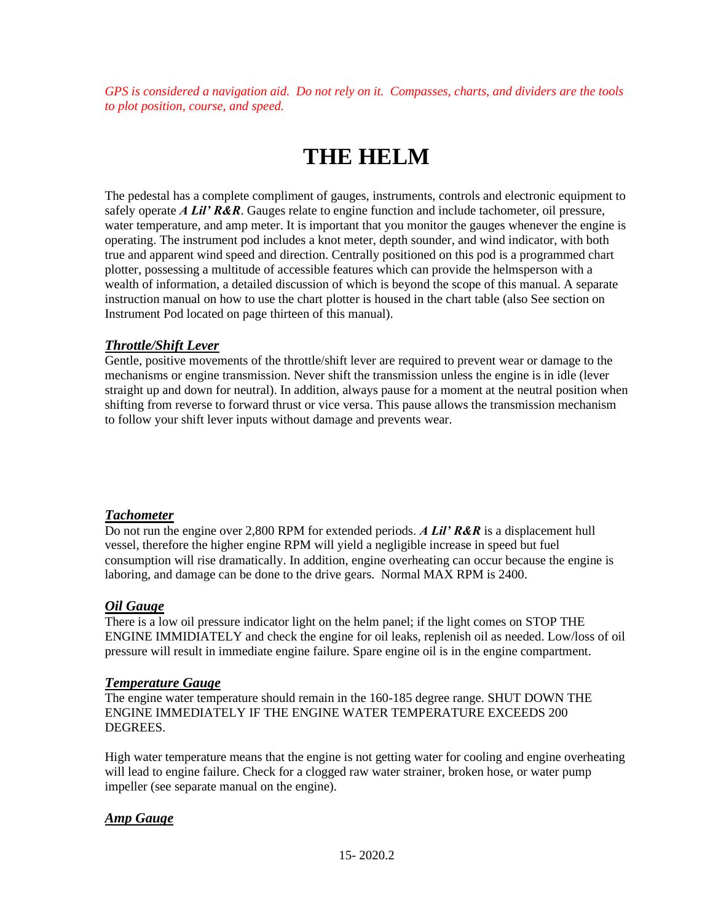*GPS is considered a navigation aid. Do not rely on it. Compasses, charts, and dividers are the tools to plot position, course, and speed.*

# THE HELM

The pedestal has a complete compliment of gauges, instruments, controls and electronic equipment to safely operate ***A Lil' R&R***. Gauges relate to engine function and include tachometer, oil pressure, water temperature, and amp meter. It is important that you monitor the gauges whenever the engine is operating. The instrument pod includes a knot meter, depth sounder, and wind indicator, with both true and apparent wind speed and direction. Centrally positioned on this pod is a programmed chart plotter, possessing a multitude of accessible features which can provide the helmsperson with a wealth of information, a detailed discussion of which is beyond the scope of this manual. A separate instruction manual on how to use the chart plotter is housed in the chart table (also See section on Instrument Pod located on page thirteen of this manual).

### ***Throttle/Shift Lever***

Gentle, positive movements of the throttle/shift lever are required to prevent wear or damage to the mechanisms or engine transmission. Never shift the transmission unless the engine is in idle (lever straight up and down for neutral). In addition, always pause for a moment at the neutral position when shifting from reverse to forward thrust or vice versa. This pause allows the transmission mechanism to follow your shift lever inputs without damage and prevents wear.

### ***Tachometer***

Do not run the engine over 2,800 RPM for extended periods. ***A Lil' R&R*** is a displacement hull vessel, therefore the higher engine RPM will yield a negligible increase in speed but fuel consumption will rise dramatically. In addition, engine overheating can occur because the engine is laboring, and damage can be done to the drive gears. Normal MAX RPM is 2400.

### ***Oil Gauge***

There is a low oil pressure indicator light on the helm panel; if the light comes on STOP THE ENGINE IMMIDIATELY and check the engine for oil leaks, replenish oil as needed. Low/loss of oil pressure will result in immediate engine failure. Spare engine oil is in the engine compartment.

### ***Temperature Gauge***

The engine water temperature should remain in the 160-185 degree range. SHUT DOWN THE ENGINE IMMEDIATELY IF THE ENGINE WATER TEMPERATURE EXCEEDS 200 DEGREES.

High water temperature means that the engine is not getting water for cooling and engine overheating will lead to engine failure. Check for a clogged raw water strainer, broken hose, or water pump impeller (see separate manual on the engine).

### ***Amp Gauge***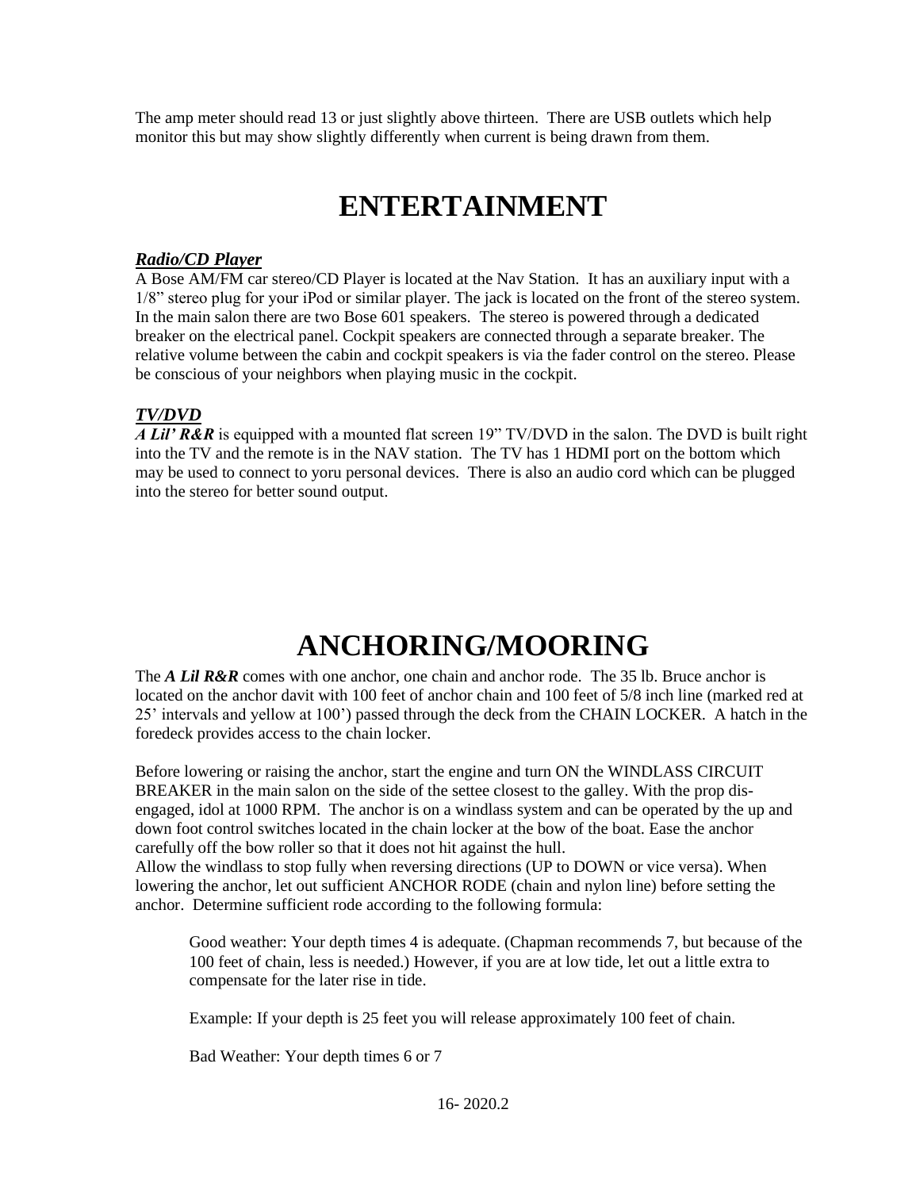The amp meter should read 13 or just slightly above thirteen. There are USB outlets which help monitor this but may show slightly differently when current is being drawn from them.

# ENTERTAINMENT

### ***Radio/CD Player***

A Bose AM/FM car stereo/CD Player is located at the Nav Station. It has an auxiliary input with a 1/8" stereo plug for your iPod or similar player. The jack is located on the front of the stereo system. In the main salon there are two Bose 601 speakers. The stereo is powered through a dedicated breaker on the electrical panel. Cockpit speakers are connected through a separate breaker. The relative volume between the cabin and cockpit speakers is via the fader control on the stereo. Please be conscious of your neighbors when playing music in the cockpit.

### ***TV/DVD***

***A Lil' R&R*** is equipped with a mounted flat screen 19" TV/DVD in the salon. The DVD is built right into the TV and the remote is in the NAV station. The TV has 1 HDMI port on the bottom which may be used to connect to yoru personal devices. There is also an audio cord which can be plugged into the stereo for better sound output.

# ANCHORING/MOORING

The ***A Lil R&R*** comes with one anchor, one chain and anchor rode. The 35 lb. Bruce anchor is located on the anchor davit with 100 feet of anchor chain and 100 feet of 5/8 inch line (marked red at 25' intervals and yellow at 100') passed through the deck from the CHAIN LOCKER. A hatch in the foredeck provides access to the chain locker.

Before lowering or raising the anchor, start the engine and turn ON the WINDLASS CIRCUIT BREAKER in the main salon on the side of the settee closest to the galley. With the prop dis-engaged, idol at 1000 RPM. The anchor is on a windlass system and can be operated by the up and down foot control switches located in the chain locker at the bow of the boat. Ease the anchor carefully off the bow roller so that it does not hit against the hull.
Allow the windlass to stop fully when reversing directions (UP to DOWN or vice versa). When lowering the anchor, let out sufficient ANCHOR RODE (chain and nylon line) before setting the anchor. Determine sufficient rode according to the following formula:

> Good weather: Your depth times 4 is adequate. (Chapman recommends 7, but because of the 100 feet of chain, less is needed.) However, if you are at low tide, let out a little extra to compensate for the later rise in tide.
>
> Example: If your depth is 25 feet you will release approximately 100 feet of chain.
>
> Bad Weather: Your depth times 6 or 7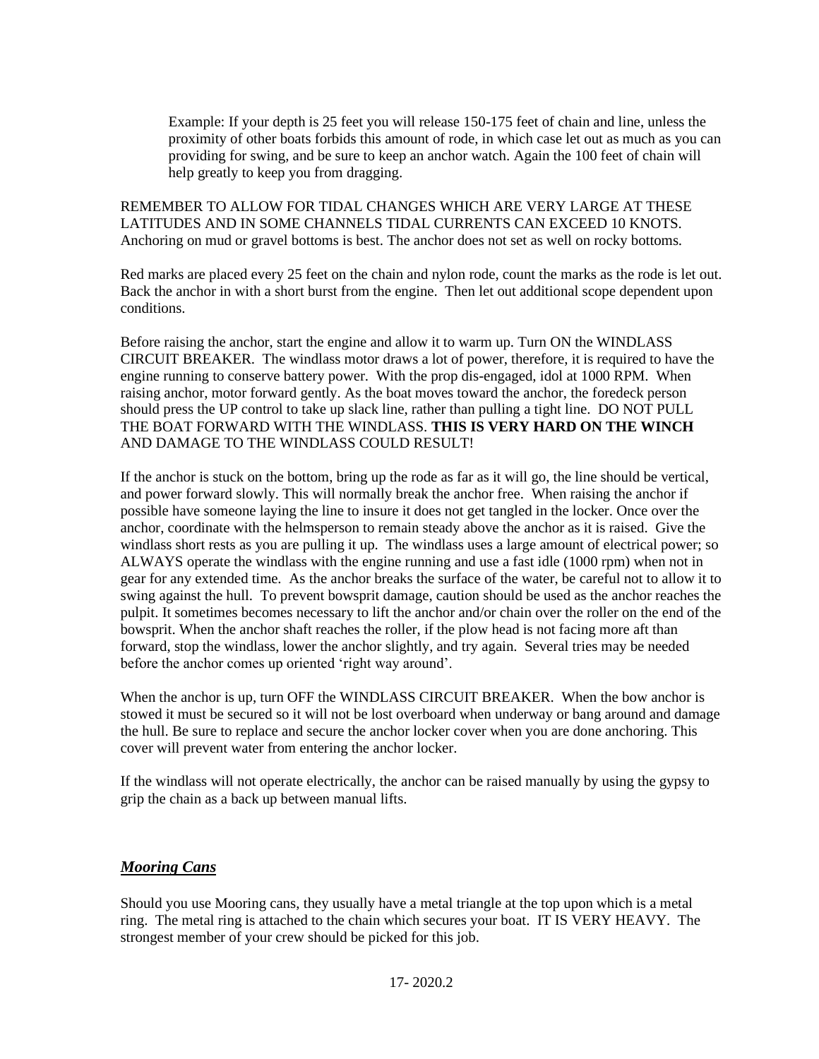Example: If your depth is 25 feet you will release 150-175 feet of chain and line, unless the proximity of other boats forbids this amount of rode, in which case let out as much as you can providing for swing, and be sure to keep an anchor watch. Again the 100 feet of chain will help greatly to keep you from dragging.

REMEMBER TO ALLOW FOR TIDAL CHANGES WHICH ARE VERY LARGE AT THESE LATITUDES AND IN SOME CHANNELS TIDAL CURRENTS CAN EXCEED 10 KNOTS. Anchoring on mud or gravel bottoms is best. The anchor does not set as well on rocky bottoms.

Red marks are placed every 25 feet on the chain and nylon rode, count the marks as the rode is let out. Back the anchor in with a short burst from the engine. Then let out additional scope dependent upon conditions.

Before raising the anchor, start the engine and allow it to warm up. Turn ON the WINDLASS CIRCUIT BREAKER. The windlass motor draws a lot of power, therefore, it is required to have the engine running to conserve battery power. With the prop dis-engaged, idol at 1000 RPM. When raising anchor, motor forward gently. As the boat moves toward the anchor, the foredeck person should press the UP control to take up slack line, rather than pulling a tight line. DO NOT PULL THE BOAT FORWARD WITH THE WINDLASS. **THIS IS VERY HARD ON THE WINCH** AND DAMAGE TO THE WINDLASS COULD RESULT!

If the anchor is stuck on the bottom, bring up the rode as far as it will go, the line should be vertical, and power forward slowly. This will normally break the anchor free. When raising the anchor if possible have someone laying the line to insure it does not get tangled in the locker. Once over the anchor, coordinate with the helmsperson to remain steady above the anchor as it is raised. Give the windlass short rests as you are pulling it up. The windlass uses a large amount of electrical power; so ALWAYS operate the windlass with the engine running and use a fast idle (1000 rpm) when not in gear for any extended time. As the anchor breaks the surface of the water, be careful not to allow it to swing against the hull. To prevent bowsprit damage, caution should be used as the anchor reaches the pulpit. It sometimes becomes necessary to lift the anchor and/or chain over the roller on the end of the bowsprit. When the anchor shaft reaches the roller, if the plow head is not facing more aft than forward, stop the windlass, lower the anchor slightly, and try again. Several tries may be needed before the anchor comes up oriented 'right way around'.

When the anchor is up, turn OFF the WINDLASS CIRCUIT BREAKER. When the bow anchor is stowed it must be secured so it will not be lost overboard when underway or bang around and damage the hull. Be sure to replace and secure the anchor locker cover when you are done anchoring. This cover will prevent water from entering the anchor locker.

If the windlass will not operate electrically, the anchor can be raised manually by using the gypsy to grip the chain as a back up between manual lifts.

## ***Mooring Cans***

Should you use Mooring cans, they usually have a metal triangle at the top upon which is a metal ring. The metal ring is attached to the chain which secures your boat. IT IS VERY HEAVY. The strongest member of your crew should be picked for this job.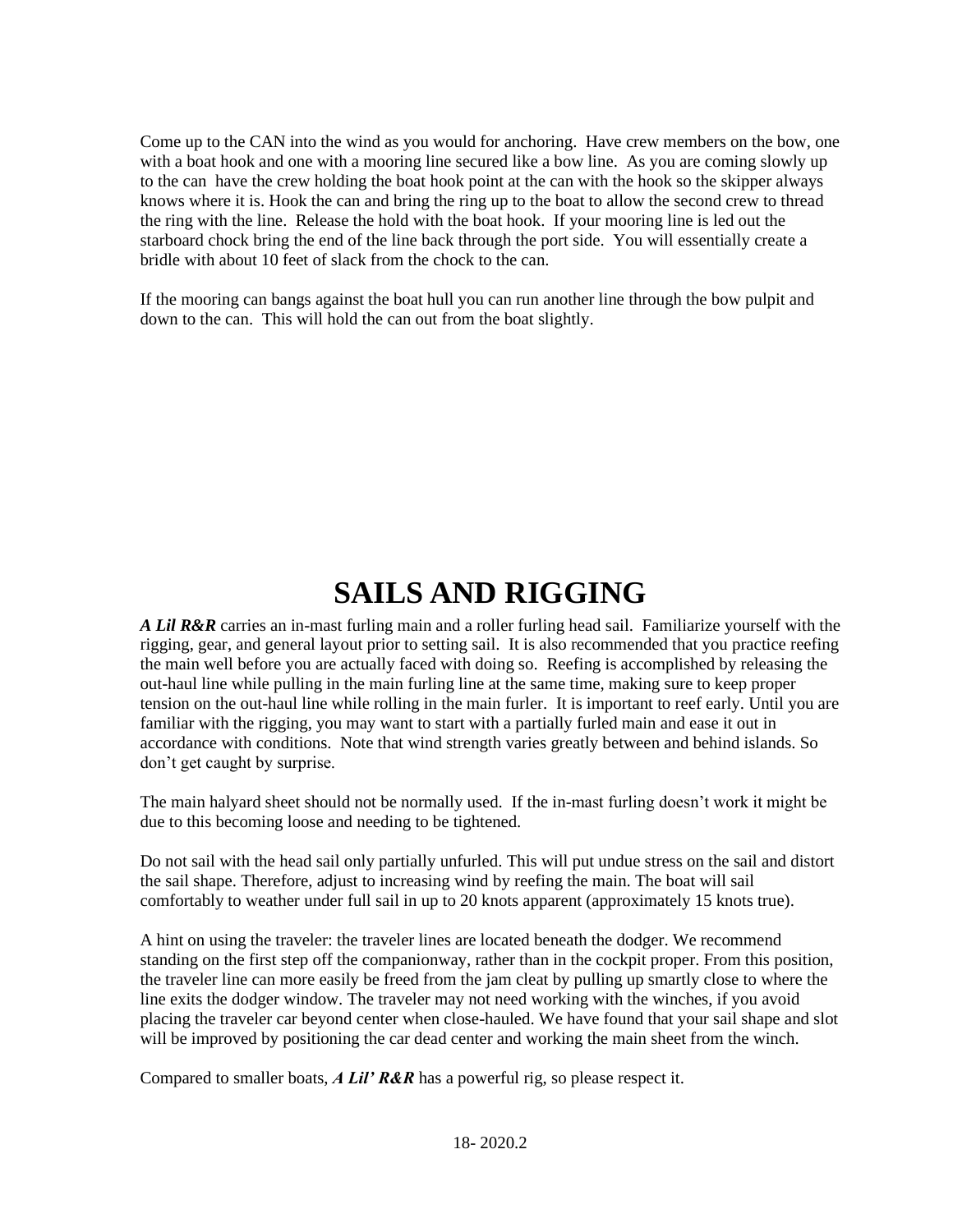Come up to the CAN into the wind as you would for anchoring. Have crew members on the bow, one with a boat hook and one with a mooring line secured like a bow line. As you are coming slowly up to the can have the crew holding the boat hook point at the can with the hook so the skipper always knows where it is. Hook the can and bring the ring up to the boat to allow the second crew to thread the ring with the line. Release the hold with the boat hook. If your mooring line is led out the starboard chock bring the end of the line back through the port side. You will essentially create a bridle with about 10 feet of slack from the chock to the can.

If the mooring can bangs against the boat hull you can run another line through the bow pulpit and down to the can. This will hold the can out from the boat slightly.

# SAILS AND RIGGING

***A Lil R&R*** carries an in-mast furling main and a roller furling head sail. Familiarize yourself with the rigging, gear, and general layout prior to setting sail. It is also recommended that you practice reefing the main well before you are actually faced with doing so. Reefing is accomplished by releasing the out-haul line while pulling in the main furling line at the same time, making sure to keep proper tension on the out-haul line while rolling in the main furler. It is important to reef early. Until you are familiar with the rigging, you may want to start with a partially furled main and ease it out in accordance with conditions. Note that wind strength varies greatly between and behind islands. So don't get caught by surprise.

The main halyard sheet should not be normally used. If the in-mast furling doesn't work it might be due to this becoming loose and needing to be tightened.

Do not sail with the head sail only partially unfurled. This will put undue stress on the sail and distort the sail shape. Therefore, adjust to increasing wind by reefing the main. The boat will sail comfortably to weather under full sail in up to 20 knots apparent (approximately 15 knots true).

A hint on using the traveler: the traveler lines are located beneath the dodger. We recommend standing on the first step off the companionway, rather than in the cockpit proper. From this position, the traveler line can more easily be freed from the jam cleat by pulling up smartly close to where the line exits the dodger window. The traveler may not need working with the winches, if you avoid placing the traveler car beyond center when close-hauled. We have found that your sail shape and slot will be improved by positioning the car dead center and working the main sheet from the winch.

Compared to smaller boats, ***A Lil' R&R*** has a powerful rig, so please respect it.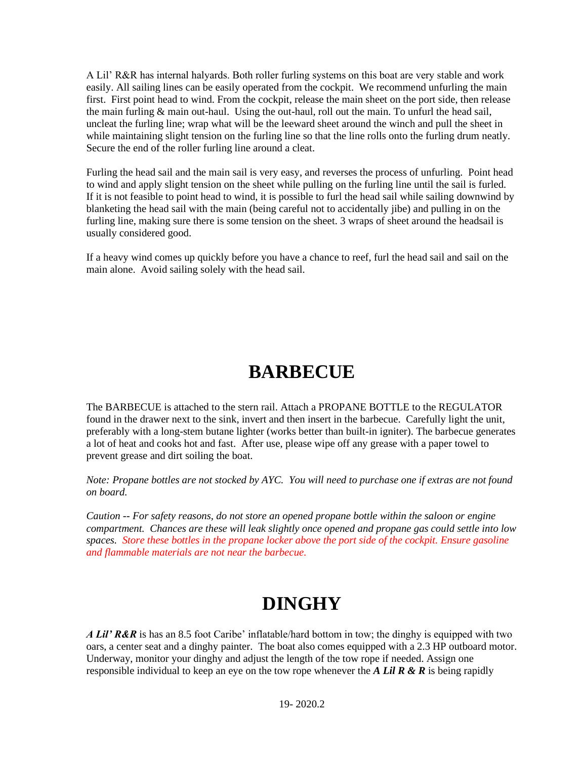A Lil' R&R has internal halyards. Both roller furling systems on this boat are very stable and work easily. All sailing lines can be easily operated from the cockpit. We recommend unfurling the main first. First point head to wind. From the cockpit, release the main sheet on the port side, then release the main furling & main out-haul. Using the out-haul, roll out the main. To unfurl the head sail, uncleat the furling line; wrap what will be the leeward sheet around the winch and pull the sheet in while maintaining slight tension on the furling line so that the line rolls onto the furling drum neatly. Secure the end of the roller furling line around a cleat.

Furling the head sail and the main sail is very easy, and reverses the process of unfurling. Point head to wind and apply slight tension on the sheet while pulling on the furling line until the sail is furled. If it is not feasible to point head to wind, it is possible to furl the head sail while sailing downwind by blanketing the head sail with the main (being careful not to accidentally jibe) and pulling in on the furling line, making sure there is some tension on the sheet. 3 wraps of sheet around the headsail is usually considered good.

If a heavy wind comes up quickly before you have a chance to reef, furl the head sail and sail on the main alone. Avoid sailing solely with the head sail.

# BARBECUE

The BARBECUE is attached to the stern rail. Attach a PROPANE BOTTLE to the REGULATOR found in the drawer next to the sink, invert and then insert in the barbecue. Carefully light the unit, preferably with a long-stem butane lighter (works better than built-in igniter). The barbecue generates a lot of heat and cooks hot and fast. After use, please wipe off any grease with a paper towel to prevent grease and dirt soiling the boat.

*Note: Propane bottles are not stocked by AYC. You will need to purchase one if extras are not found on board.*

*Caution -- For safety reasons, do not store an opened propane bottle within the saloon or engine compartment. Chances are these will leak slightly once opened and propane gas could settle into low spaces. Store these bottles in the propane locker above the port side of the cockpit. Ensure gasoline and flammable materials are not near the barbecue.*

# DINGHY

***A Lil' R&R*** is has an 8.5 foot Caribe' inflatable/hard bottom in tow; the dinghy is equipped with two oars, a center seat and a dinghy painter. The boat also comes equipped with a 2.3 HP outboard motor. Underway, monitor your dinghy and adjust the length of the tow rope if needed. Assign one responsible individual to keep an eye on the tow rope whenever the ***A Lil R & R*** is being rapidly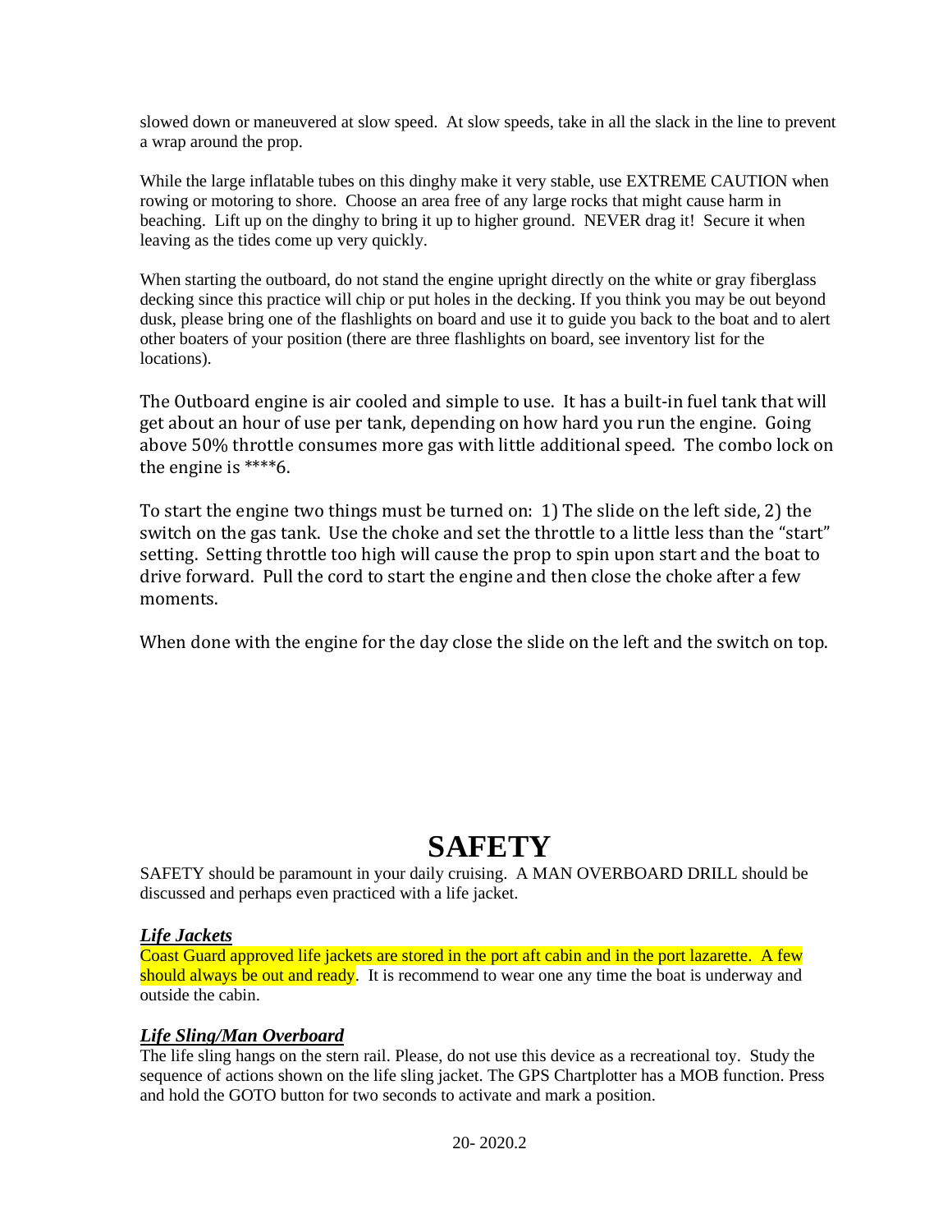slowed down or maneuvered at slow speed. At slow speeds, take in all the slack in the line to prevent a wrap around the prop.

While the large inflatable tubes on this dinghy make it very stable, use EXTREME CAUTION when rowing or motoring to shore. Choose an area free of any large rocks that might cause harm in beaching. Lift up on the dinghy to bring it up to higher ground. NEVER drag it! Secure it when leaving as the tides come up very quickly.

When starting the outboard, do not stand the engine upright directly on the white or gray fiberglass decking since this practice will chip or put holes in the decking. If you think you may be out beyond dusk, please bring one of the flashlights on board and use it to guide you back to the boat and to alert other boaters of your position (there are three flashlights on board, see inventory list for the locations).

The Outboard engine is air cooled and simple to use. It has a built-in fuel tank that will get about an hour of use per tank, depending on how hard you run the engine. Going above 50% throttle consumes more gas with little additional speed. The combo lock on the engine is ****6.

To start the engine two things must be turned on: 1) The slide on the left side, 2) the switch on the gas tank. Use the choke and set the throttle to a little less than the "start" setting. Setting throttle too high will cause the prop to spin upon start and the boat to drive forward. Pull the cord to start the engine and then close the choke after a few moments.

When done with the engine for the day close the slide on the left and the switch on top.

# SAFETY

SAFETY should be paramount in your daily cruising. A MAN OVERBOARD DRILL should be discussed and perhaps even practiced with a life jacket.

### ***Life Jackets***

Coast Guard approved life jackets are stored in the port aft cabin and in the port lazarette. A few should always be out and ready. It is recommend to wear one any time the boat is underway and outside the cabin.

### ***Life Sling/Man Overboard***

The life sling hangs on the stern rail. Please, do not use this device as a recreational toy. Study the sequence of actions shown on the life sling jacket. The GPS Chartplotter has a MOB function. Press and hold the GOTO button for two seconds to activate and mark a position.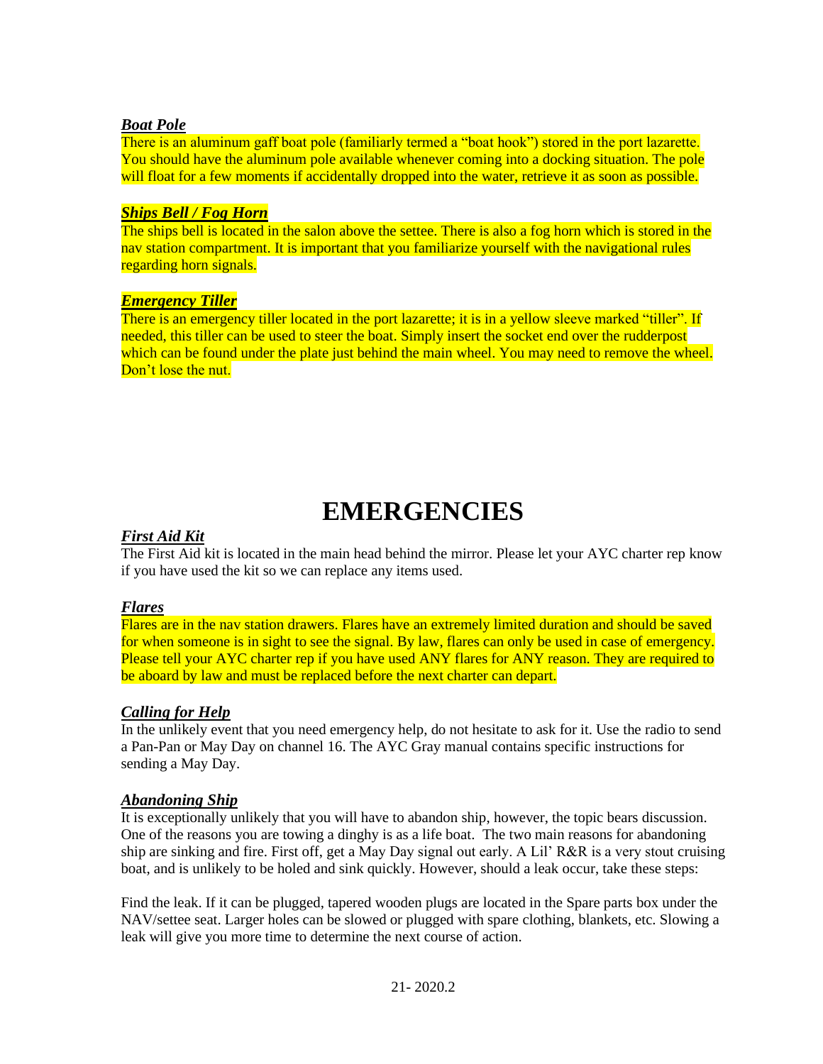### ***Boat Pole***

There is an aluminum gaff boat pole (familiarly termed a “boat hook”) stored in the port lazarette. You should have the aluminum pole available whenever coming into a docking situation. The pole will float for a few moments if accidentally dropped into the water, retrieve it as soon as possible.

### ***Ships Bell / Fog Horn***

The ships bell is located in the salon above the settee. There is also a fog horn which is stored in the nav station compartment. It is important that you familiarize yourself with the navigational rules regarding horn signals.

### ***Emergency Tiller***

There is an emergency tiller located in the port lazarette; it is in a yellow sleeve marked “tiller”. If needed, this tiller can be used to steer the boat. Simply insert the socket end over the rudderpost which can be found under the plate just behind the main wheel. You may need to remove the wheel. Don’t lose the nut.

# EMERGENCIES

### ***First Aid Kit***

The First Aid kit is located in the main head behind the mirror. Please let your AYC charter rep know if you have used the kit so we can replace any items used.

### ***Flares***

Flares are in the nav station drawers. Flares have an extremely limited duration and should be saved for when someone is in sight to see the signal. By law, flares can only be used in case of emergency. Please tell your AYC charter rep if you have used ANY flares for ANY reason. They are required to be aboard by law and must be replaced before the next charter can depart.

### ***Calling for Help***

In the unlikely event that you need emergency help, do not hesitate to ask for it. Use the radio to send a Pan-Pan or May Day on channel 16. The AYC Gray manual contains specific instructions for sending a May Day.

### ***Abandoning Ship***

It is exceptionally unlikely that you will have to abandon ship, however, the topic bears discussion. One of the reasons you are towing a dinghy is as a life boat. The two main reasons for abandoning ship are sinking and fire. First off, get a May Day signal out early. A Lil’ R&R is a very stout cruising boat, and is unlikely to be holed and sink quickly. However, should a leak occur, take these steps:

Find the leak. If it can be plugged, tapered wooden plugs are located in the Spare parts box under the NAV/settee seat. Larger holes can be slowed or plugged with spare clothing, blankets, etc. Slowing a leak will give you more time to determine the next course of action.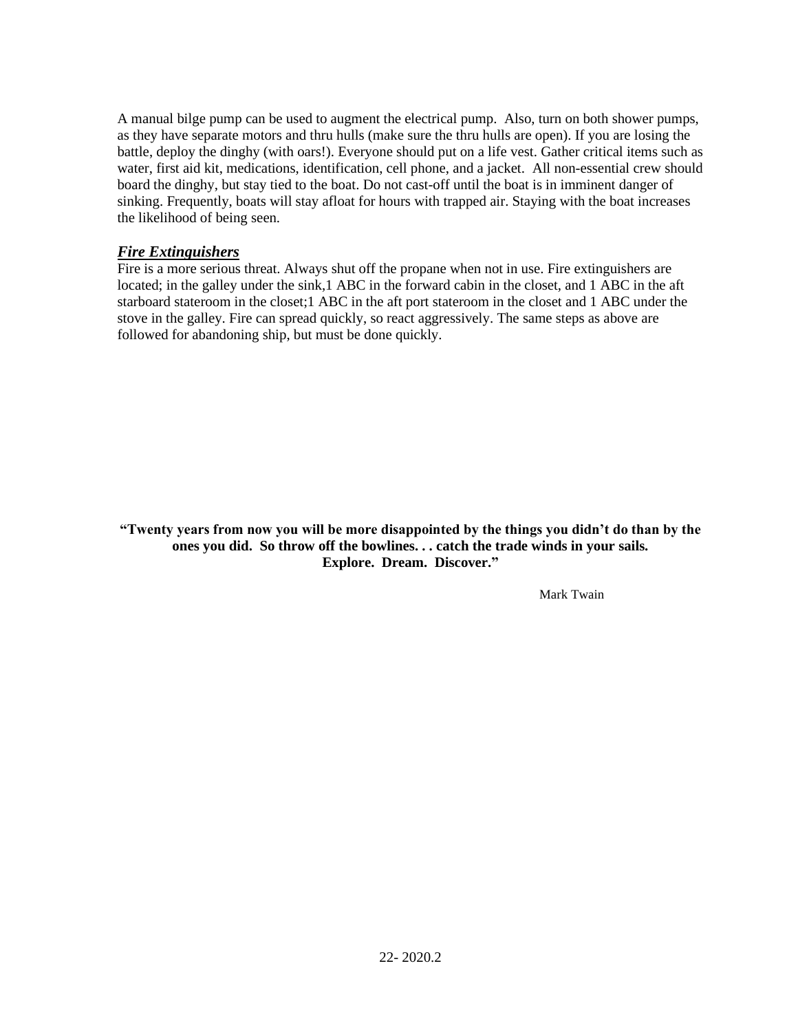A manual bilge pump can be used to augment the electrical pump. Also, turn on both shower pumps, as they have separate motors and thru hulls (make sure the thru hulls are open). If you are losing the battle, deploy the dinghy (with oars!). Everyone should put on a life vest. Gather critical items such as water, first aid kit, medications, identification, cell phone, and a jacket. All non-essential crew should board the dinghy, but stay tied to the boat. Do not cast-off until the boat is in imminent danger of sinking. Frequently, boats will stay afloat for hours with trapped air. Staying with the boat increases the likelihood of being seen.

### ***Fire Extinguishers***

Fire is a more serious threat. Always shut off the propane when not in use. Fire extinguishers are located; in the galley under the sink,1 ABC in the forward cabin in the closet, and 1 ABC in the aft starboard stateroom in the closet;1 ABC in the aft port stateroom in the closet and 1 ABC under the stove in the galley. Fire can spread quickly, so react aggressively. The same steps as above are followed for abandoning ship, but must be done quickly.

**"Twenty years from now you will be more disappointed by the things you didn't do than by the ones you did. So throw off the bowlines. . . catch the trade winds in your sails. Explore. Dream. Discover."**

Mark Twain